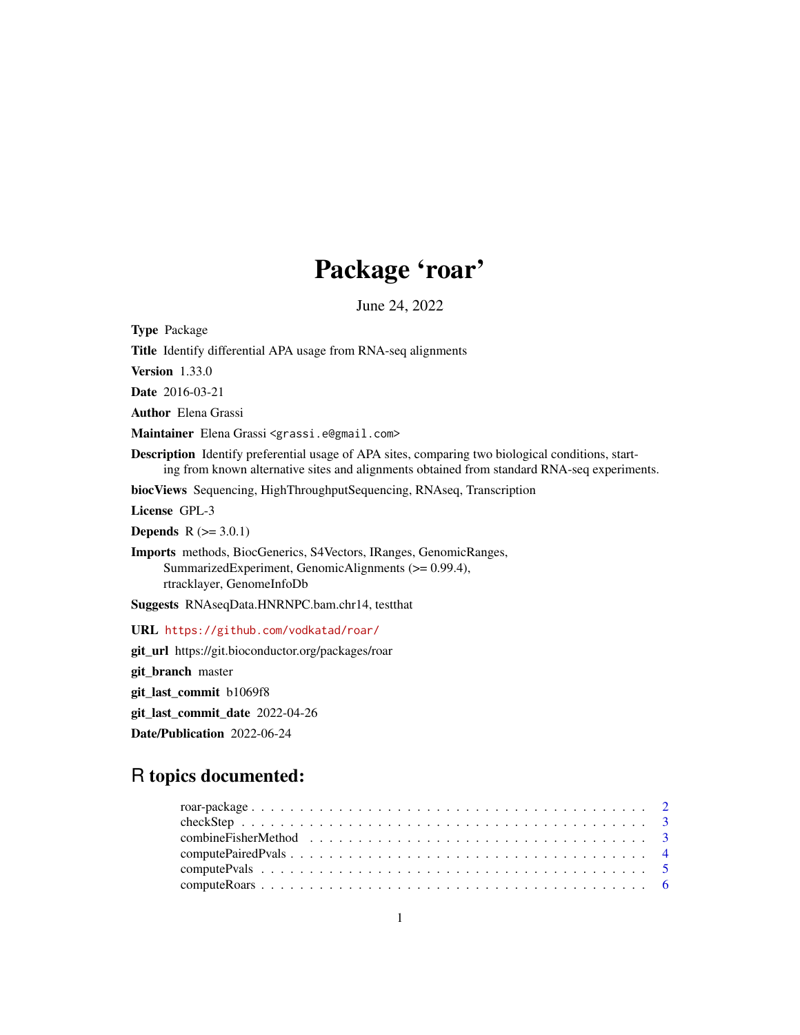# Package 'roar'

June 24, 2022

**Type** Package

**Title** Identify differential APA usage from RNA-seq alignments

**Version** 1.33.0

**Date** 2016-03-21

**Author** Elena Grassi

**Maintainer** Elena Grassi <grassi.e@gmail.com>

**Description** Identify preferential usage of APA sites, comparing two biological conditions, starting from known alternative sites and alignments obtained from standard RNA-seq experiments.

**biocViews** Sequencing, HighThroughputSequencing, RNAseq, Transcription

**License** GPL-3

**Depends** R (>= 3.0.1)

**Imports** methods, BiocGenerics, S4Vectors, IRanges, GenomicRanges, SummarizedExperiment, GenomicAlignments (>= 0.99.4), rtracklayer, GenomeInfoDb

**Suggests** RNAseqData.HNRNPC.bam.chr14, testthat

**URL** https://github.com/vodkatad/roar/

**git_url** https://git.bioconductor.org/packages/roar

**git_branch** master

**git_last_commit** b1069f8

**git_last_commit_date** 2022-04-26

**Date/Publication** 2022-06-24

## R topics documented:

- roar-package . . . . . . . . . . . . . . . . . . . . . . . . . . . . . . . . . . . . . . . . . 2
- checkStep . . . . . . . . . . . . . . . . . . . . . . . . . . . . . . . . . . . . . . . . . . . 3
- combineFisherMethod . . . . . . . . . . . . . . . . . . . . . . . . . . . . . . . . . . . . 3
- computePairedPvals . . . . . . . . . . . . . . . . . . . . . . . . . . . . . . . . . . . . . 4
- computePvals . . . . . . . . . . . . . . . . . . . . . . . . . . . . . . . . . . . . . . . . . 5
- computeRoars . . . . . . . . . . . . . . . . . . . . . . . . . . . . . . . . . . . . . . . . . 6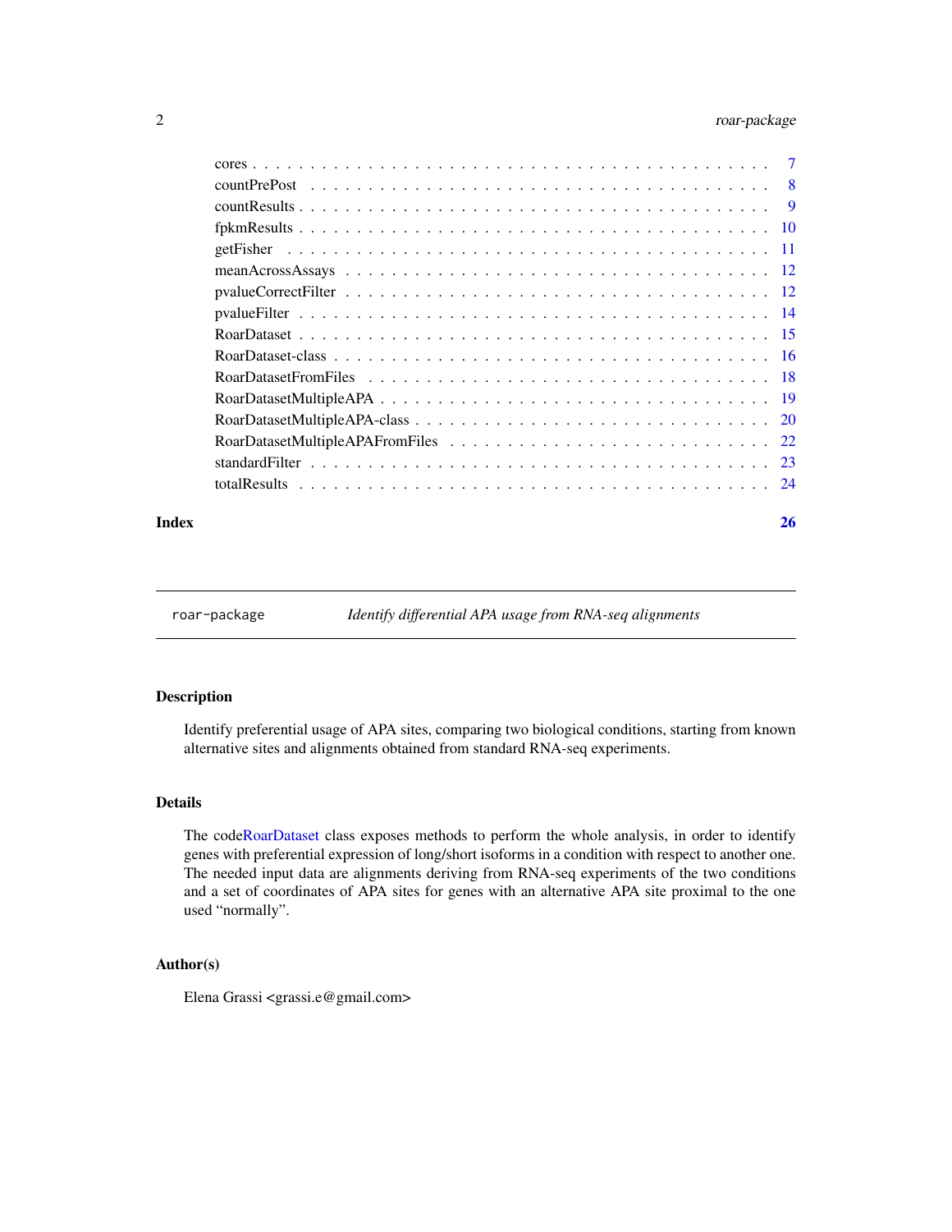cores . . . . . . . . . . . . . . . . . . . . . . . . . . . . . . . . . . . . . . . . . . 7
countPrePost . . . . . . . . . . . . . . . . . . . . . . . . . . . . . . . . . . . . . . . 8
countResults . . . . . . . . . . . . . . . . . . . . . . . . . . . . . . . . . . . . . . . 9
fpkmResults . . . . . . . . . . . . . . . . . . . . . . . . . . . . . . . . . . . . . . . 10
getFisher . . . . . . . . . . . . . . . . . . . . . . . . . . . . . . . . . . . . . . . . 11
meanAcrossAssays . . . . . . . . . . . . . . . . . . . . . . . . . . . . . . . . . . . 12
pvalueCorrectFilter . . . . . . . . . . . . . . . . . . . . . . . . . . . . . . . . . . 12
pvalueFilter . . . . . . . . . . . . . . . . . . . . . . . . . . . . . . . . . . . . . . 14
RoarDataset . . . . . . . . . . . . . . . . . . . . . . . . . . . . . . . . . . . . . . 15
RoarDataset-class . . . . . . . . . . . . . . . . . . . . . . . . . . . . . . . . . . . 16
RoarDatasetFromFiles . . . . . . . . . . . . . . . . . . . . . . . . . . . . . . . . . 18
RoarDatasetMultipleAPA . . . . . . . . . . . . . . . . . . . . . . . . . . . . . . . . 19
RoarDatasetMultipleAPA-class . . . . . . . . . . . . . . . . . . . . . . . . . . . . . 20
RoarDatasetMultipleAPAFromFiles . . . . . . . . . . . . . . . . . . . . . . . . . . . 22
standardFilter . . . . . . . . . . . . . . . . . . . . . . . . . . . . . . . . . . . . . 23
totalResults . . . . . . . . . . . . . . . . . . . . . . . . . . . . . . . . . . . . . . 24

**Index** **26**

---

`roar-package` *Identify differential APA usage from RNA-seq alignments*

---

## Description

Identify preferential usage of APA sites, comparing two biological conditions, starting from known alternative sites and alignments obtained from standard RNA-seq experiments.

## Details

The codeRoarDataset class exposes methods to perform the whole analysis, in order to identify genes with preferential expression of long/short isoforms in a condition with respect to another one. The needed input data are alignments deriving from RNA-seq experiments of the two conditions and a set of coordinates of APA sites for genes with an alternative APA site proximal to the one used "normally".

## Author(s)

Elena Grassi <grassi.e@gmail.com>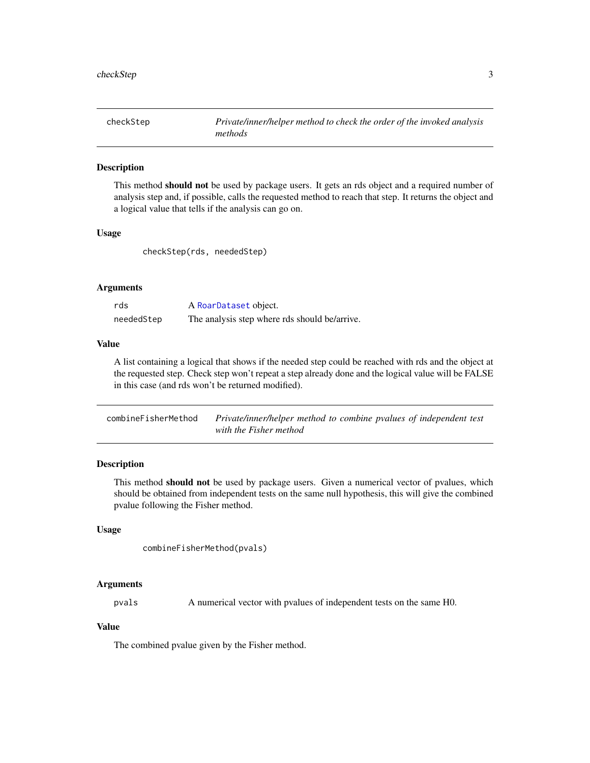## checkStep

*Private/inner/helper method to check the order of the invoked analysis methods*

### Description

This method **should not** be used by package users. It gets an rds object and a required number of analysis step and, if possible, calls the requested method to reach that step. It returns the object and a logical value that tells if the analysis can go on.

### Usage

```
checkStep(rds, neededStep)
```

### Arguments

| | |
|---|---|
| `rds` | A `RoarDataset` object. |
| `neededStep` | The analysis step where rds should be/arrive. |

### Value

A list containing a logical that shows if the needed step could be reached with rds and the object at the requested step. Check step won't repeat a step already done and the logical value will be FALSE in this case (and rds won't be returned modified).

## combineFisherMethod

*Private/inner/helper method to combine pvalues of independent test with the Fisher method*

### Description

This method **should not** be used by package users. Given a numerical vector of pvalues, which should be obtained from independent tests on the same null hypothesis, this will give the combined pvalue following the Fisher method.

### Usage

```
combineFisherMethod(pvals)
```

### Arguments

| | |
|---|---|
| `pvals` | A numerical vector with pvalues of independent tests on the same H0. |

### Value

The combined pvalue given by the Fisher method.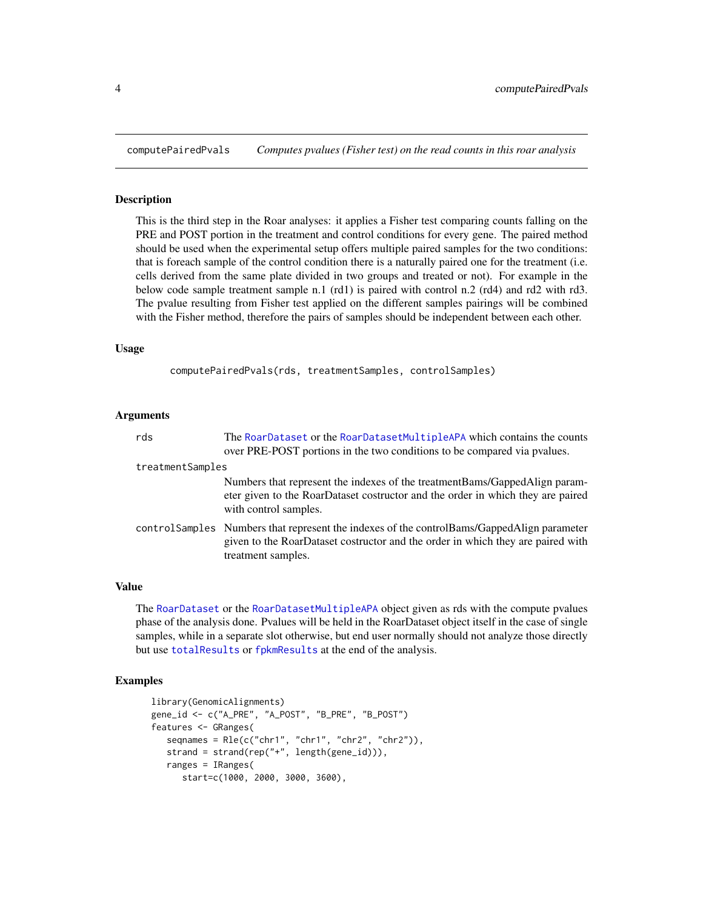## computePairedPvals    *Computes pvalues (Fisher test) on the read counts in this roar analysis*

### Description

This is the third step in the Roar analyses: it applies a Fisher test comparing counts falling on the PRE and POST portion in the treatment and control conditions for every gene. The paired method should be used when the experimental setup offers multiple paired samples for the two conditions: that is foreach sample of the control condition there is a naturally paired one for the treatment (i.e. cells derived from the same plate divided in two groups and treated or not). For example in the below code sample treatment sample n.1 (rd1) is paired with control n.2 (rd4) and rd2 with rd3. The pvalue resulting from Fisher test applied on the different samples pairings will be combined with the Fisher method, therefore the pairs of samples should be independent between each other.

### Usage

```
computePairedPvals(rds, treatmentSamples, controlSamples)
```

### Arguments

| | |
|---|---|
| rds | The RoarDataset or the RoarDatasetMultipleAPA which contains the counts over PRE-POST portions in the two conditions to be compared via pvalues. |
| treatmentSamples | Numbers that represent the indexes of the treatmentBams/GappedAlign parameter given to the RoarDataset costructor and the order in which they are paired with control samples. |
| controlSamples | Numbers that represent the indexes of the controlBams/GappedAlign parameter given to the RoarDataset costructor and the order in which they are paired with treatment samples. |

### Value

The RoarDataset or the RoarDatasetMultipleAPA object given as rds with the compute pvalues phase of the analysis done. Pvalues will be held in the RoarDataset object itself in the case of single samples, while in a separate slot otherwise, but end user normally should not analyze those directly but use totalResults or fpkmResults at the end of the analysis.

### Examples

```
library(GenomicAlignments)
gene_id <- c("A_PRE", "A_POST", "B_PRE", "B_POST")
features <- GRanges(
   seqnames = Rle(c("chr1", "chr1", "chr2", "chr2")),
   strand = strand(rep("+", length(gene_id))),
   ranges = IRanges(
      start=c(1000, 2000, 3000, 3600),
```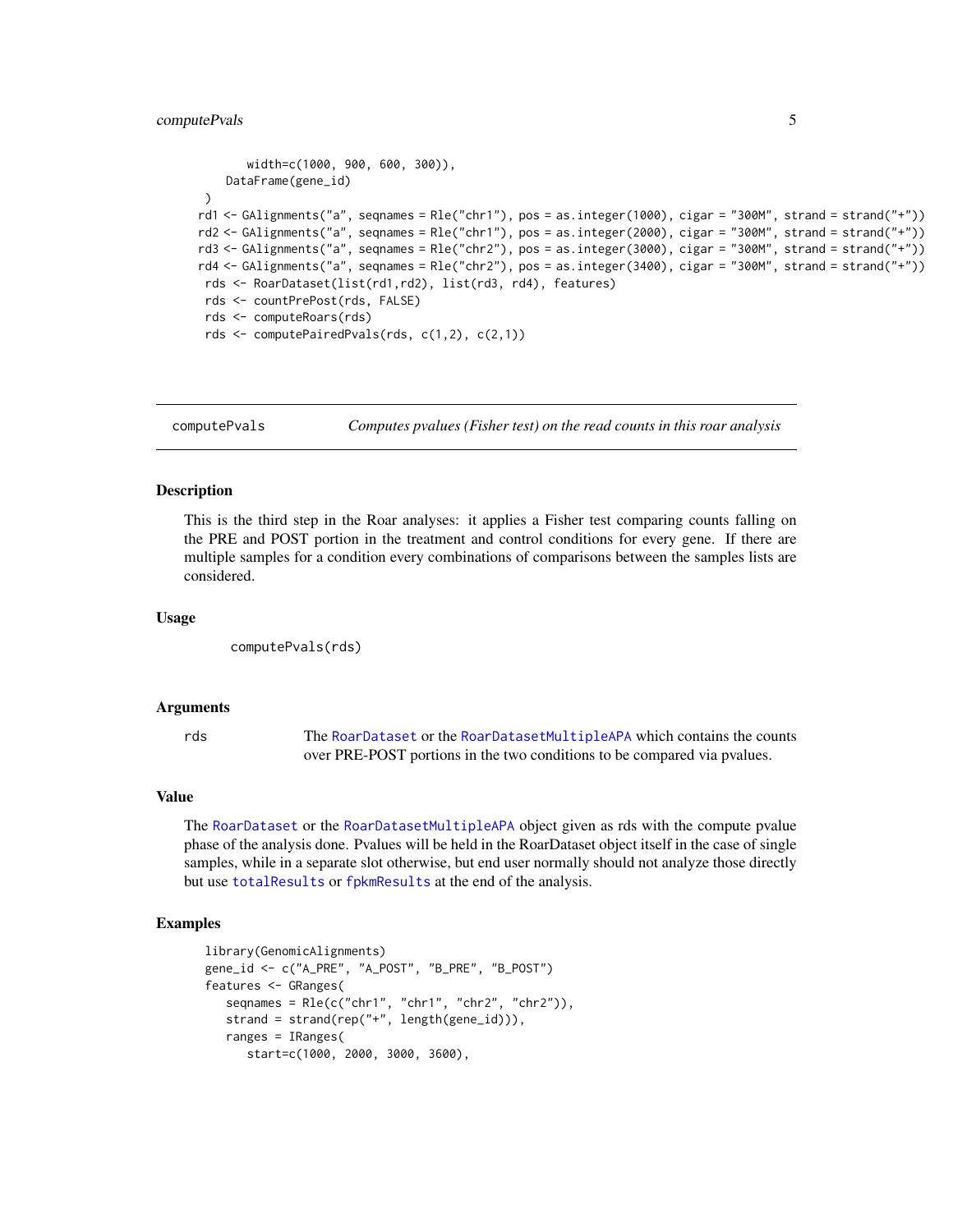```
      width=c(1000, 900, 600, 300)),
    DataFrame(gene_id)
 )
rd1 <- GAlignments("a", seqnames = Rle("chr1"), pos = as.integer(1000), cigar = "300M", strand = strand("+"))
rd2 <- GAlignments("a", seqnames = Rle("chr1"), pos = as.integer(2000), cigar = "300M", strand = strand("+"))
rd3 <- GAlignments("a", seqnames = Rle("chr2"), pos = as.integer(3000), cigar = "300M", strand = strand("+"))
rd4 <- GAlignments("a", seqnames = Rle("chr2"), pos = as.integer(3400), cigar = "300M", strand = strand("+"))
 rds <- RoarDataset(list(rd1,rd2), list(rd3, rd4), features)
 rds <- countPrePost(rds, FALSE)
 rds <- computeRoars(rds)
 rds <- computePairedPvals(rds, c(1,2), c(2,1))
```

## computePvals — *Computes pvalues (Fisher test) on the read counts in this roar analysis*

### Description

This is the third step in the Roar analyses: it applies a Fisher test comparing counts falling on the PRE and POST portion in the treatment and control conditions for every gene. If there are multiple samples for a condition every combinations of comparisons between the samples lists are considered.

### Usage

```
computePvals(rds)
```

### Arguments

| | |
|---|---|
| `rds` | The RoarDataset or the RoarDatasetMultipleAPA which contains the counts over PRE-POST portions in the two conditions to be compared via pvalues. |

### Value

The RoarDataset or the RoarDatasetMultipleAPA object given as rds with the compute pvalue phase of the analysis done. Pvalues will be held in the RoarDataset object itself in the case of single samples, while in a separate slot otherwise, but end user normally should not analyze those directly but use totalResults or fpkmResults at the end of the analysis.

### Examples

```
library(GenomicAlignments)
gene_id <- c("A_PRE", "A_POST", "B_PRE", "B_POST")
features <- GRanges(
   seqnames = Rle(c("chr1", "chr1", "chr2", "chr2")),
   strand = strand(rep("+", length(gene_id))),
   ranges = IRanges(
      start=c(1000, 2000, 3000, 3600),
```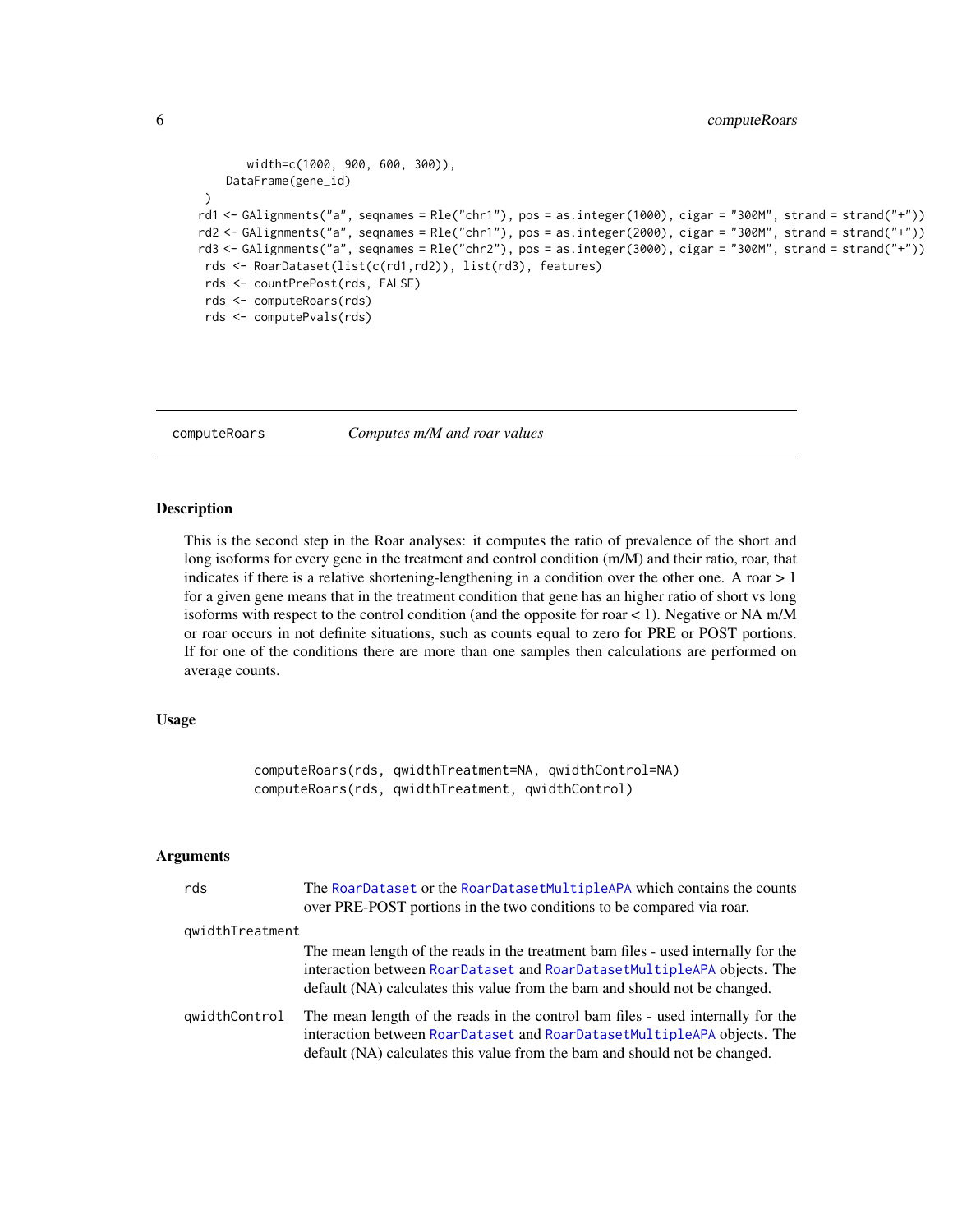```
    width=c(1000, 900, 600, 300)),
  DataFrame(gene_id)
)
rd1 <- GAlignments("a", seqnames = Rle("chr1"), pos = as.integer(1000), cigar = "300M", strand = strand("+"))
rd2 <- GAlignments("a", seqnames = Rle("chr1"), pos = as.integer(2000), cigar = "300M", strand = strand("+"))
rd3 <- GAlignments("a", seqnames = Rle("chr2"), pos = as.integer(3000), cigar = "300M", strand = strand("+"))
rds <- RoarDataset(list(c(rd1,rd2)), list(rd3), features)
rds <- countPrePost(rds, FALSE)
rds <- computeRoars(rds)
rds <- computePvals(rds)
```

## computeRoars — *Computes m/M and roar values*

### Description

This is the second step in the Roar analyses: it computes the ratio of prevalence of the short and long isoforms for every gene in the treatment and control condition (m/M) and their ratio, roar, that indicates if there is a relative shortening-lengthening in a condition over the other one. A roar > 1 for a given gene means that in the treatment condition that gene has an higher ratio of short vs long isoforms with respect to the control condition (and the opposite for roar < 1). Negative or NA m/M or roar occurs in not definite situations, such as counts equal to zero for PRE or POST portions. If for one of the conditions there are more than one samples then calculations are performed on average counts.

### Usage

```
computeRoars(rds, qwidthTreatment=NA, qwidthControl=NA)
computeRoars(rds, qwidthTreatment, qwidthControl)
```

### Arguments

| | |
|---|---|
| rds | The RoarDataset or the RoarDatasetMultipleAPA which contains the counts over PRE-POST portions in the two conditions to be compared via roar. |
| qwidthTreatment | The mean length of the reads in the treatment bam files - used internally for the interaction between RoarDataset and RoarDatasetMultipleAPA objects. The default (NA) calculates this value from the bam and should not be changed. |
| qwidthControl | The mean length of the reads in the control bam files - used internally for the interaction between RoarDataset and RoarDatasetMultipleAPA objects. The default (NA) calculates this value from the bam and should not be changed. |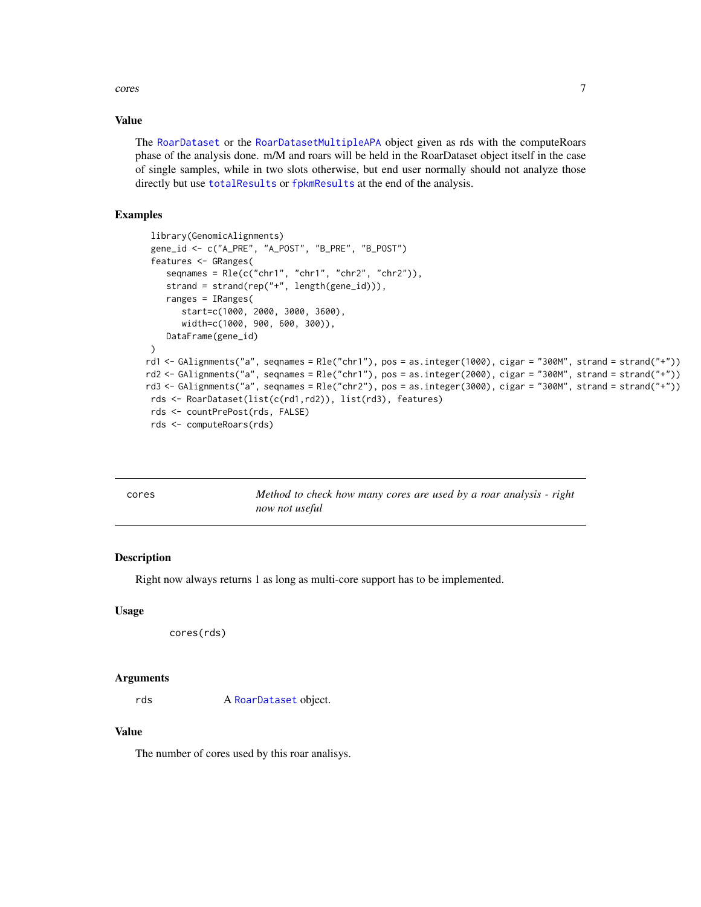### Value

The RoarDataset or the RoarDatasetMultipleAPA object given as rds with the computeRoars phase of the analysis done. m/M and roars will be held in the RoarDataset object itself in the case of single samples, while in two slots otherwise, but end user normally should not analyze those directly but use totalResults or fpkmResults at the end of the analysis.

### Examples

```
library(GenomicAlignments)
gene_id <- c("A_PRE", "A_POST", "B_PRE", "B_POST")
features <- GRanges(
   seqnames = Rle(c("chr1", "chr1", "chr2", "chr2")),
   strand = strand(rep("+", length(gene_id))),
   ranges = IRanges(
      start=c(1000, 2000, 3000, 3600),
      width=c(1000, 900, 600, 300)),
   DataFrame(gene_id)
)
rd1 <- GAlignments("a", seqnames = Rle("chr1"), pos = as.integer(1000), cigar = "300M", strand = strand("+"))
rd2 <- GAlignments("a", seqnames = Rle("chr1"), pos = as.integer(2000), cigar = "300M", strand = strand("+"))
rd3 <- GAlignments("a", seqnames = Rle("chr2"), pos = as.integer(3000), cigar = "300M", strand = strand("+"))
rds <- RoarDataset(list(c(rd1,rd2)), list(rd3), features)
rds <- countPrePost(rds, FALSE)
rds <- computeRoars(rds)
```

---

## cores — *Method to check how many cores are used by a roar analysis - right now not useful*

---

### Description

Right now always returns 1 as long as multi-core support has to be implemented.

### Usage

```
cores(rds)
```

### Arguments

rds — A RoarDataset object.

### Value

The number of cores used by this roar analisys.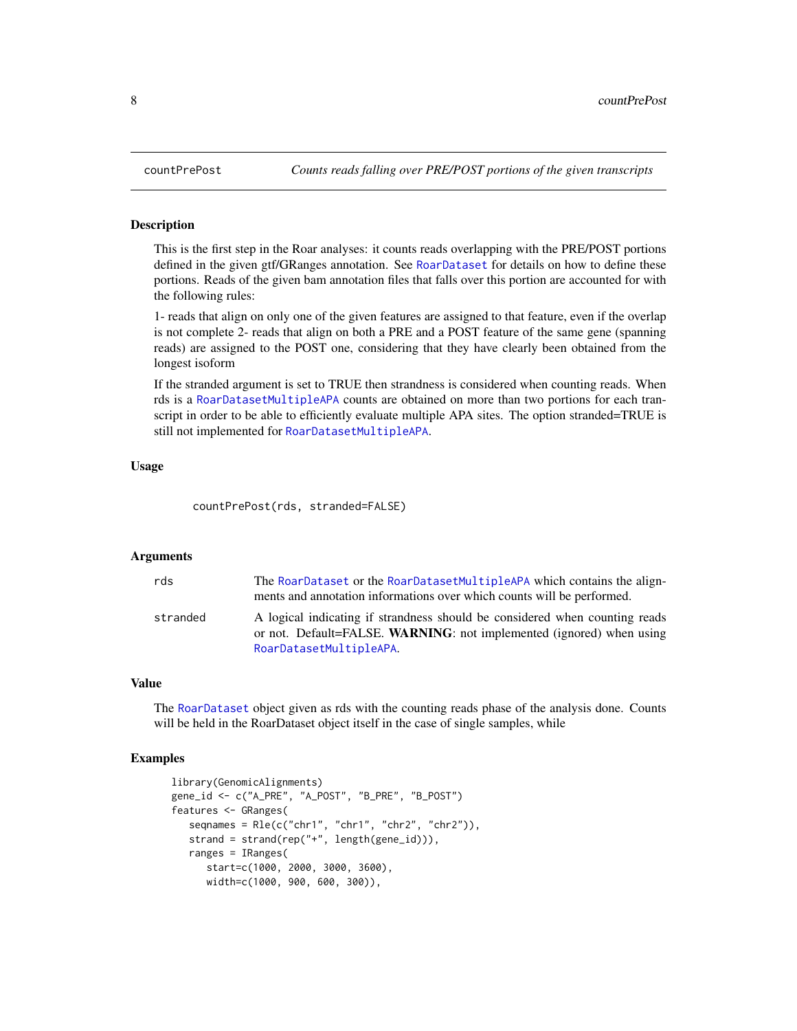# countPrePost — *Counts reads falling over PRE/POST portions of the given transcripts*

## Description

This is the first step in the Roar analyses: it counts reads overlapping with the PRE/POST portions defined in the given gtf/GRanges annotation. See RoarDataset for details on how to define these portions. Reads of the given bam annotation files that falls over this portion are accounted for with the following rules:

1- reads that align on only one of the given features are assigned to that feature, even if the overlap is not complete 2- reads that align on both a PRE and a POST feature of the same gene (spanning reads) are assigned to the POST one, considering that they have clearly been obtained from the longest isoform

If the stranded argument is set to TRUE then strandness is considered when counting reads. When rds is a RoarDatasetMultipleAPA counts are obtained on more than two portions for each transcript in order to be able to efficiently evaluate multiple APA sites. The option stranded=TRUE is still not implemented for RoarDatasetMultipleAPA.

## Usage

```
countPrePost(rds, stranded=FALSE)
```

## Arguments

| | |
|---|---|
| rds | The RoarDataset or the RoarDatasetMultipleAPA which contains the alignments and annotation informations over which counts will be performed. |
| stranded | A logical indicating if strandness should be considered when counting reads or not. Default=FALSE. **WARNING**: not implemented (ignored) when using RoarDatasetMultipleAPA. |

## Value

The RoarDataset object given as rds with the counting reads phase of the analysis done. Counts will be held in the RoarDataset object itself in the case of single samples, while

## Examples

```
library(GenomicAlignments)
gene_id <- c("A_PRE", "A_POST", "B_PRE", "B_POST")
features <- GRanges(
   seqnames = Rle(c("chr1", "chr1", "chr2", "chr2")),
   strand = strand(rep("+", length(gene_id))),
   ranges = IRanges(
      start=c(1000, 2000, 3000, 3600),
      width=c(1000, 900, 600, 300)),
```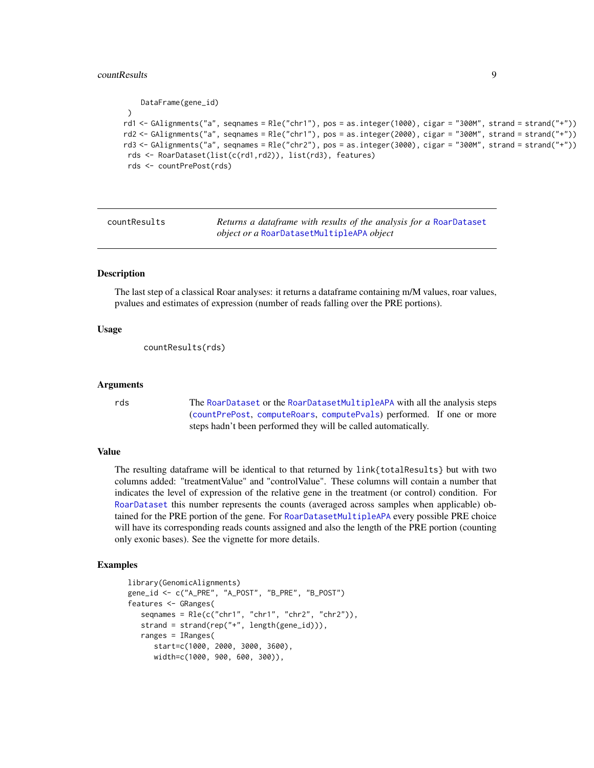```
    DataFrame(gene_id)
)
rd1 <- GAlignments("a", seqnames = Rle("chr1"), pos = as.integer(1000), cigar = "300M", strand = strand("+"))
rd2 <- GAlignments("a", seqnames = Rle("chr1"), pos = as.integer(2000), cigar = "300M", strand = strand("+"))
rd3 <- GAlignments("a", seqnames = Rle("chr2"), pos = as.integer(3000), cigar = "300M", strand = strand("+"))
 rds <- RoarDataset(list(c(rd1,rd2)), list(rd3), features)
 rds <- countPrePost(rds)
```

---

## countResults — *Returns a dataframe with results of the analysis for a RoarDataset object or a RoarDatasetMultipleAPA object*

### Description

The last step of a classical Roar analyses: it returns a dataframe containing m/M values, roar values, pvalues and estimates of expression (number of reads falling over the PRE portions).

### Usage

```
countResults(rds)
```

### Arguments

| | |
|---|---|
| rds | The RoarDataset or the RoarDatasetMultipleAPA with all the analysis steps (countPrePost, computeRoars, computePvals) performed. If one or more steps hadn't been performed they will be called automatically. |

### Value

The resulting dataframe will be identical to that returned by `link{totalResults}` but with two columns added: "treatmentValue" and "controlValue". These columns will contain a number that indicates the level of expression of the relative gene in the treatment (or control) condition. For RoarDataset this number represents the counts (averaged across samples when applicable) obtained for the PRE portion of the gene. For RoarDatasetMultipleAPA every possible PRE choice will have its corresponding reads counts assigned and also the length of the PRE portion (counting only exonic bases). See the vignette for more details.

### Examples

```
library(GenomicAlignments)
gene_id <- c("A_PRE", "A_POST", "B_PRE", "B_POST")
features <- GRanges(
   seqnames = Rle(c("chr1", "chr1", "chr2", "chr2")),
   strand = strand(rep("+", length(gene_id))),
   ranges = IRanges(
      start=c(1000, 2000, 3000, 3600),
      width=c(1000, 900, 600, 300)),
```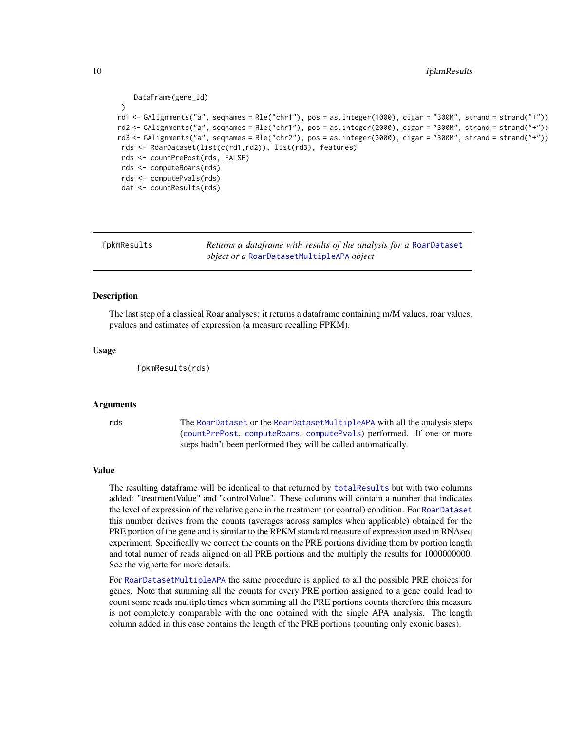```
    DataFrame(gene_id)
  )
rd1 <- GAlignments("a", seqnames = Rle("chr1"), pos = as.integer(1000), cigar = "300M", strand = strand("+"))
rd2 <- GAlignments("a", seqnames = Rle("chr1"), pos = as.integer(2000), cigar = "300M", strand = strand("+"))
rd3 <- GAlignments("a", seqnames = Rle("chr2"), pos = as.integer(3000), cigar = "300M", strand = strand("+"))
 rds <- RoarDataset(list(c(rd1,rd2)), list(rd3), features)
 rds <- countPrePost(rds, FALSE)
 rds <- computeRoars(rds)
 rds <- computePvals(rds)
 dat <- countResults(rds)
```

## fpkmResults

*Returns a dataframe with results of the analysis for a RoarDataset object or a RoarDatasetMultipleAPA object*

### Description

The last step of a classical Roar analyses: it returns a dataframe containing m/M values, roar values, pvalues and estimates of expression (a measure recalling FPKM).

### Usage

```
fpkmResults(rds)
```

### Arguments

| | |
|---|---|
| rds | The RoarDataset or the RoarDatasetMultipleAPA with all the analysis steps (countPrePost, computeRoars, computePvals) performed. If one or more steps hadn't been performed they will be called automatically. |

### Value

The resulting dataframe will be identical to that returned by totalResults but with two columns added: "treatmentValue" and "controlValue". These columns will contain a number that indicates the level of expression of the relative gene in the treatment (or control) condition. For RoarDataset this number derives from the counts (averages across samples when applicable) obtained for the PRE portion of the gene and is similar to the RPKM standard measure of expression used in RNAseq experiment. Specifically we correct the counts on the PRE portions dividing them by portion length and total numer of reads aligned on all PRE portions and the multiply the results for 1000000000. See the vignette for more details.

For RoarDatasetMultipleAPA the same procedure is applied to all the possible PRE choices for genes. Note that summing all the counts for every PRE portion assigned to a gene could lead to count some reads multiple times when summing all the PRE portions counts therefore this measure is not completely comparable with the one obtained with the single APA analysis. The length column added in this case contains the length of the PRE portions (counting only exonic bases).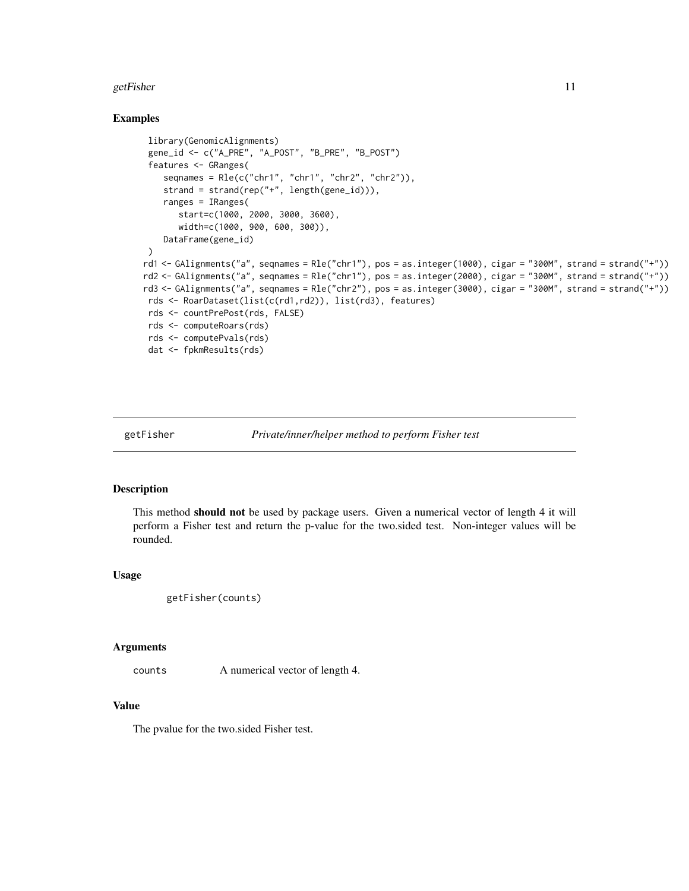## Examples

```
library(GenomicAlignments)
gene_id <- c("A_PRE", "A_POST", "B_PRE", "B_POST")
features <- GRanges(
   seqnames = Rle(c("chr1", "chr1", "chr2", "chr2")),
   strand = strand(rep("+", length(gene_id))),
   ranges = IRanges(
      start=c(1000, 2000, 3000, 3600),
      width=c(1000, 900, 600, 300)),
   DataFrame(gene_id)
)
rd1 <- GAlignments("a", seqnames = Rle("chr1"), pos = as.integer(1000), cigar = "300M", strand = strand("+"))
rd2 <- GAlignments("a", seqnames = Rle("chr1"), pos = as.integer(2000), cigar = "300M", strand = strand("+"))
rd3 <- GAlignments("a", seqnames = Rle("chr2"), pos = as.integer(3000), cigar = "300M", strand = strand("+"))
rds <- RoarDataset(list(c(rd1,rd2)), list(rd3), features)
rds <- countPrePost(rds, FALSE)
rds <- computeRoars(rds)
rds <- computePvals(rds)
dat <- fpkmResults(rds)
```

---

# getFisher &nbsp;&nbsp;&nbsp;&nbsp; *Private/inner/helper method to perform Fisher test*

---

## Description

This method **should not** be used by package users. Given a numerical vector of length 4 it will perform a Fisher test and return the p-value for the two.sided test. Non-integer values will be rounded.

## Usage

```
getFisher(counts)
```

## Arguments

`counts` &nbsp;&nbsp;&nbsp;&nbsp; A numerical vector of length 4.

## Value

The pvalue for the two.sided Fisher test.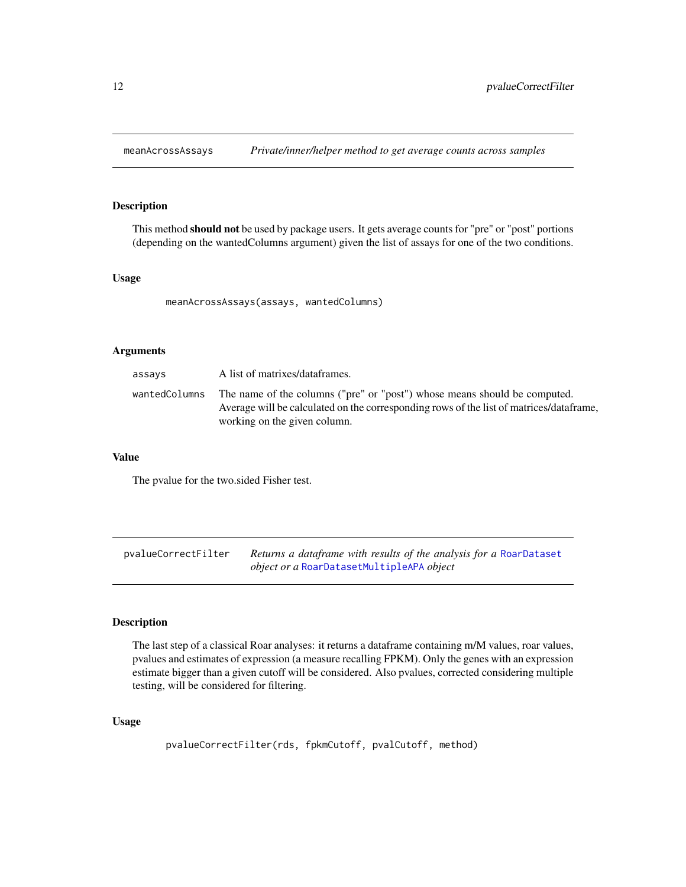## meanAcrossAssays — *Private/inner/helper method to get average counts across samples*

### Description

This method **should not** be used by package users. It gets average counts for "pre" or "post" portions (depending on the wantedColumns argument) given the list of assays for one of the two conditions.

### Usage

```
meanAcrossAssays(assays, wantedColumns)
```

### Arguments

| | |
|---|---|
| `assays` | A list of matrixes/dataframes. |
| `wantedColumns` | The name of the columns ("pre" or "post") whose means should be computed. Average will be calculated on the corresponding rows of the list of matrices/dataframe, working on the given column. |

### Value

The pvalue for the two.sided Fisher test.

## pvalueCorrectFilter — *Returns a dataframe with results of the analysis for a* `RoarDataset` *object or a* `RoarDatasetMultipleAPA` *object*

### Description

The last step of a classical Roar analyses: it returns a dataframe containing m/M values, roar values, pvalues and estimates of expression (a measure recalling FPKM). Only the genes with an expression estimate bigger than a given cutoff will be considered. Also pvalues, corrected considering multiple testing, will be considered for filtering.

### Usage

```
pvalueCorrectFilter(rds, fpkmCutoff, pvalCutoff, method)
```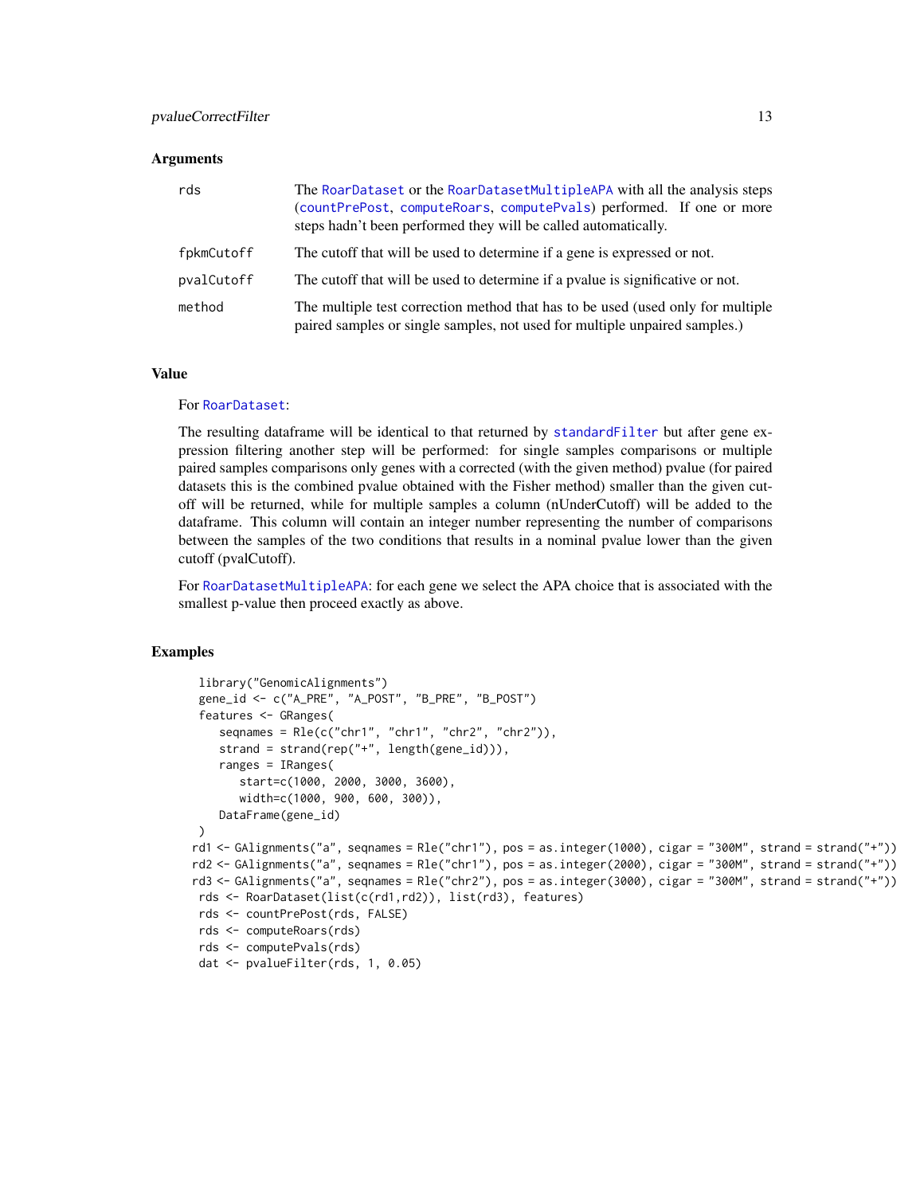### Arguments

| | |
|---|---|
| `rds` | The RoarDataset or the RoarDatasetMultipleAPA with all the analysis steps (countPrePost, computeRoars, computePvals) performed. If one or more steps hadn't been performed they will be called automatically. |
| `fpkmCutoff` | The cutoff that will be used to determine if a gene is expressed or not. |
| `pvalCutoff` | The cutoff that will be used to determine if a pvalue is significative or not. |
| `method` | The multiple test correction method that has to be used (used only for multiple paired samples or single samples, not used for multiple unpaired samples.) |

### Value

For RoarDataset:

The resulting dataframe will be identical to that returned by standardFilter but after gene expression filtering another step will be performed: for single samples comparisons or multiple paired samples comparisons only genes with a corrected (with the given method) pvalue (for paired datasets this is the combined pvalue obtained with the Fisher method) smaller than the given cutoff will be returned, while for multiple samples a column (nUnderCutoff) will be added to the dataframe. This column will contain an integer number representing the number of comparisons between the samples of the two conditions that results in a nominal pvalue lower than the given cutoff (pvalCutoff).

For RoarDatasetMultipleAPA: for each gene we select the APA choice that is associated with the smallest p-value then proceed exactly as above.

### Examples

```
library("GenomicAlignments")
gene_id <- c("A_PRE", "A_POST", "B_PRE", "B_POST")
features <- GRanges(
   seqnames = Rle(c("chr1", "chr1", "chr2", "chr2")),
   strand = strand(rep("+", length(gene_id))),
   ranges = IRanges(
      start=c(1000, 2000, 3000, 3600),
      width=c(1000, 900, 600, 300)),
   DataFrame(gene_id)
)
rd1 <- GAlignments("a", seqnames = Rle("chr1"), pos = as.integer(1000), cigar = "300M", strand = strand("+"))
rd2 <- GAlignments("a", seqnames = Rle("chr1"), pos = as.integer(2000), cigar = "300M", strand = strand("+"))
rd3 <- GAlignments("a", seqnames = Rle("chr2"), pos = as.integer(3000), cigar = "300M", strand = strand("+"))
rds <- RoarDataset(list(c(rd1,rd2)), list(rd3), features)
rds <- countPrePost(rds, FALSE)
rds <- computeRoars(rds)
rds <- computePvals(rds)
dat <- pvalueFilter(rds, 1, 0.05)
```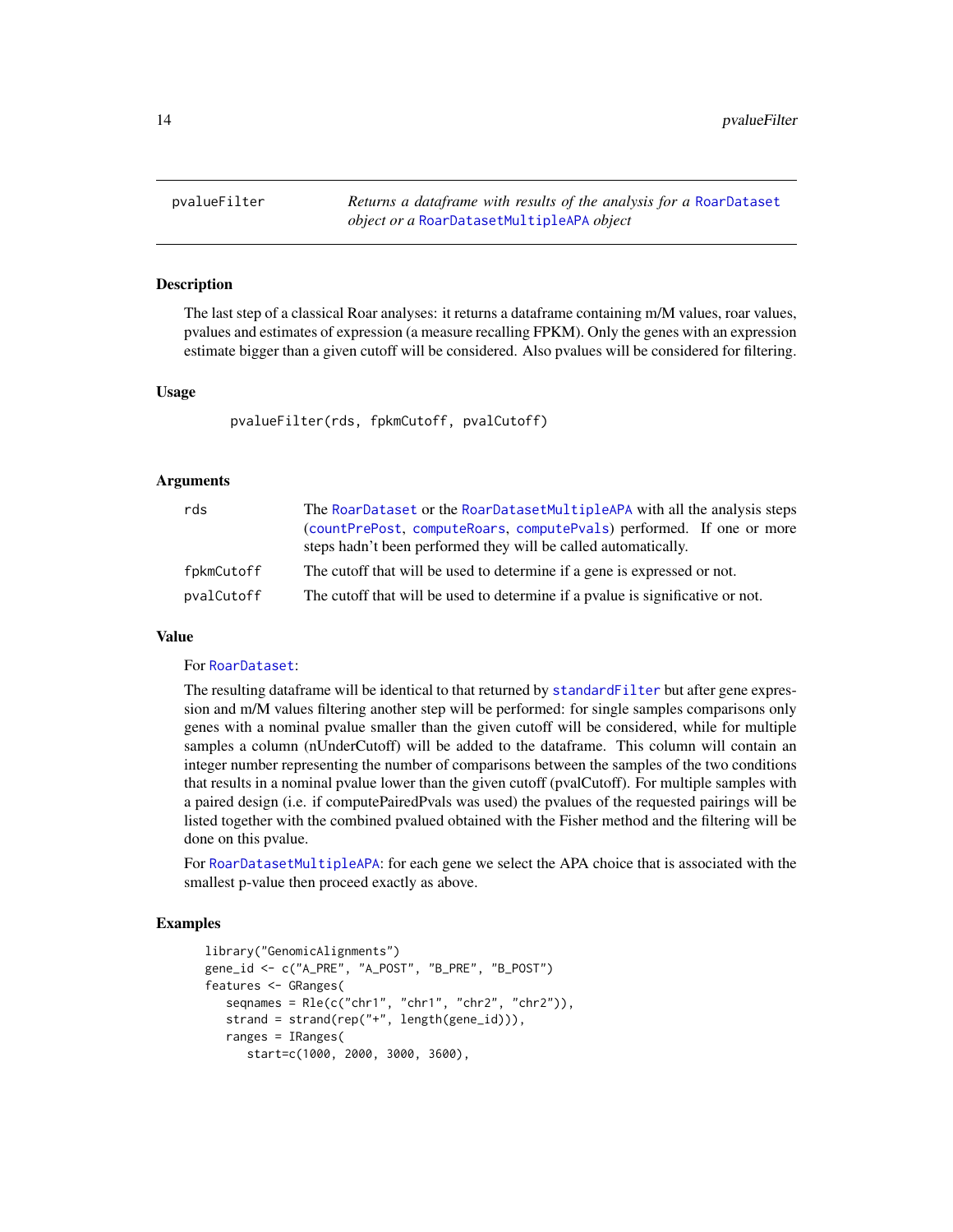## pvalueFilter

*Returns a dataframe with results of the analysis for a* RoarDataset *object or a* RoarDatasetMultipleAPA *object*

### Description

The last step of a classical Roar analyses: it returns a dataframe containing m/M values, roar values, pvalues and estimates of expression (a measure recalling FPKM). Only the genes with an expression estimate bigger than a given cutoff will be considered. Also pvalues will be considered for filtering.

### Usage

```
pvalueFilter(rds, fpkmCutoff, pvalCutoff)
```

### Arguments

| | |
|---|---|
| rds | The RoarDataset or the RoarDatasetMultipleAPA with all the analysis steps (countPrePost, computeRoars, computePvals) performed. If one or more steps hadn't been performed they will be called automatically. |
| fpkmCutoff | The cutoff that will be used to determine if a gene is expressed or not. |
| pvalCutoff | The cutoff that will be used to determine if a pvalue is significative or not. |

### Value

For RoarDataset:

The resulting dataframe will be identical to that returned by standardFilter but after gene expression and m/M values filtering another step will be performed: for single samples comparisons only genes with a nominal pvalue smaller than the given cutoff will be considered, while for multiple samples a column (nUnderCutoff) will be added to the dataframe. This column will contain an integer number representing the number of comparisons between the samples of the two conditions that results in a nominal pvalue lower than the given cutoff (pvalCutoff). For multiple samples with a paired design (i.e. if computePairedPvals was used) the pvalues of the requested pairings will be listed together with the combined pvalued obtained with the Fisher method and the filtering will be done on this pvalue.

For RoarDatasetMultipleAPA: for each gene we select the APA choice that is associated with the smallest p-value then proceed exactly as above.

### Examples

```
library("GenomicAlignments")
gene_id <- c("A_PRE", "A_POST", "B_PRE", "B_POST")
features <- GRanges(
   seqnames = Rle(c("chr1", "chr1", "chr2", "chr2")),
   strand = strand(rep("+", length(gene_id))),
   ranges = IRanges(
      start=c(1000, 2000, 3000, 3600),
```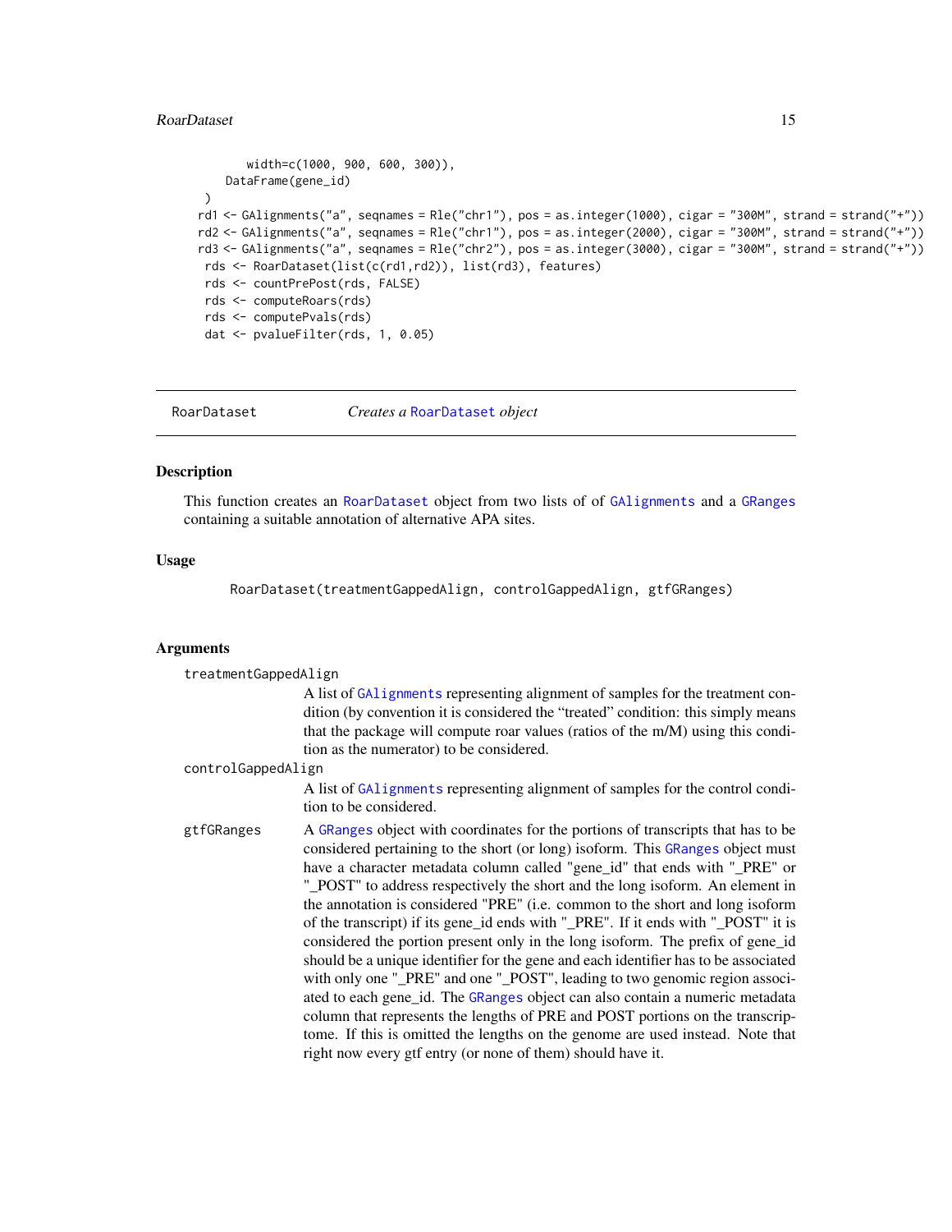```
        width=c(1000, 900, 600, 300)),
      DataFrame(gene_id)
  )
rd1 <- GAlignments("a", seqnames = Rle("chr1"), pos = as.integer(1000), cigar = "300M", strand = strand("+"))
rd2 <- GAlignments("a", seqnames = Rle("chr1"), pos = as.integer(2000), cigar = "300M", strand = strand("+"))
rd3 <- GAlignments("a", seqnames = Rle("chr2"), pos = as.integer(3000), cigar = "300M", strand = strand("+"))
 rds <- RoarDataset(list(c(rd1,rd2)), list(rd3), features)
 rds <- countPrePost(rds, FALSE)
 rds <- computeRoars(rds)
 rds <- computePvals(rds)
 dat <- pvalueFilter(rds, 1, 0.05)
```

---

## RoarDataset — *Creates a RoarDataset object*

### Description

This function creates an RoarDataset object from two lists of of GAlignments and a GRanges containing a suitable annotation of alternative APA sites.

### Usage

```
RoarDataset(treatmentGappedAlign, controlGappedAlign, gtfGRanges)
```

### Arguments

`treatmentGappedAlign`
: A list of GAlignments representing alignment of samples for the treatment condition (by convention it is considered the "treated" condition: this simply means that the package will compute roar values (ratios of the m/M) using this condition as the numerator) to be considered.

`controlGappedAlign`
: A list of GAlignments representing alignment of samples for the control condition to be considered.

`gtfGRanges`
: A GRanges object with coordinates for the portions of transcripts that has to be considered pertaining to the short (or long) isoform. This GRanges object must have a character metadata column called "gene_id" that ends with "_PRE" or "_POST" to address respectively the short and the long isoform. An element in the annotation is considered "PRE" (i.e. common to the short and long isoform of the transcript) if its gene_id ends with "_PRE". If it ends with "_POST" it is considered the portion present only in the long isoform. The prefix of gene_id should be a unique identifier for the gene and each identifier has to be associated with only one "_PRE" and one "_POST", leading to two genomic region associated to each gene_id. The GRanges object can also contain a numeric metadata column that represents the lengths of PRE and POST portions on the transcriptome. If this is omitted the lengths on the genome are used instead. Note that right now every gtf entry (or none of them) should have it.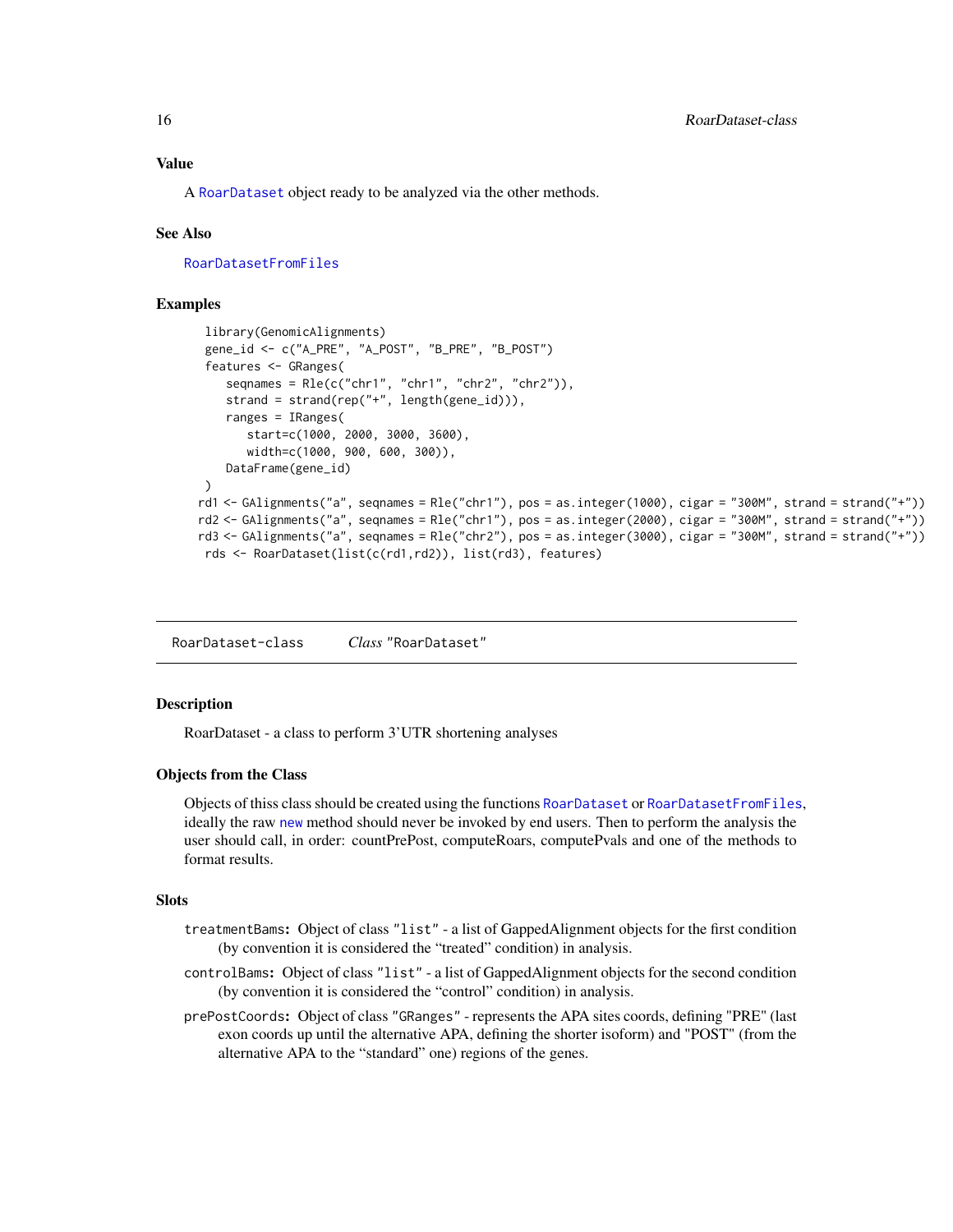### Value

A RoarDataset object ready to be analyzed via the other methods.

### See Also

RoarDatasetFromFiles

### Examples

```
library(GenomicAlignments)
gene_id <- c("A_PRE", "A_POST", "B_PRE", "B_POST")
features <- GRanges(
   seqnames = Rle(c("chr1", "chr1", "chr2", "chr2")),
   strand = strand(rep("+", length(gene_id))),
   ranges = IRanges(
      start=c(1000, 2000, 3000, 3600),
      width=c(1000, 900, 600, 300)),
   DataFrame(gene_id)
)
rd1 <- GAlignments("a", seqnames = Rle("chr1"), pos = as.integer(1000), cigar = "300M", strand = strand("+"))
rd2 <- GAlignments("a", seqnames = Rle("chr1"), pos = as.integer(2000), cigar = "300M", strand = strand("+"))
rd3 <- GAlignments("a", seqnames = Rle("chr2"), pos = as.integer(3000), cigar = "300M", strand = strand("+"))
rds <- RoarDataset(list(c(rd1,rd2)), list(rd3), features)
```

---

## RoarDataset-class &nbsp;&nbsp;&nbsp; *Class* "RoarDataset"

### Description

RoarDataset - a class to perform 3'UTR shortening analyses

### Objects from the Class

Objects of thiss class should be created using the functions RoarDataset or RoarDatasetFromFiles, ideally the raw new method should never be invoked by end users. Then to perform the analysis the user should call, in order: countPrePost, computeRoars, computePvals and one of the methods to format results.

### Slots

- `treatmentBams`**:** Object of class "list" - a list of GappedAlignment objects for the first condition (by convention it is considered the "treated" condition) in analysis.
- `controlBams`**:** Object of class "list" - a list of GappedAlignment objects for the second condition (by convention it is considered the "control" condition) in analysis.
- `prePostCoords`**:** Object of class "GRanges" - represents the APA sites coords, defining "PRE" (last exon coords up until the alternative APA, defining the shorter isoform) and "POST" (from the alternative APA to the "standard" one) regions of the genes.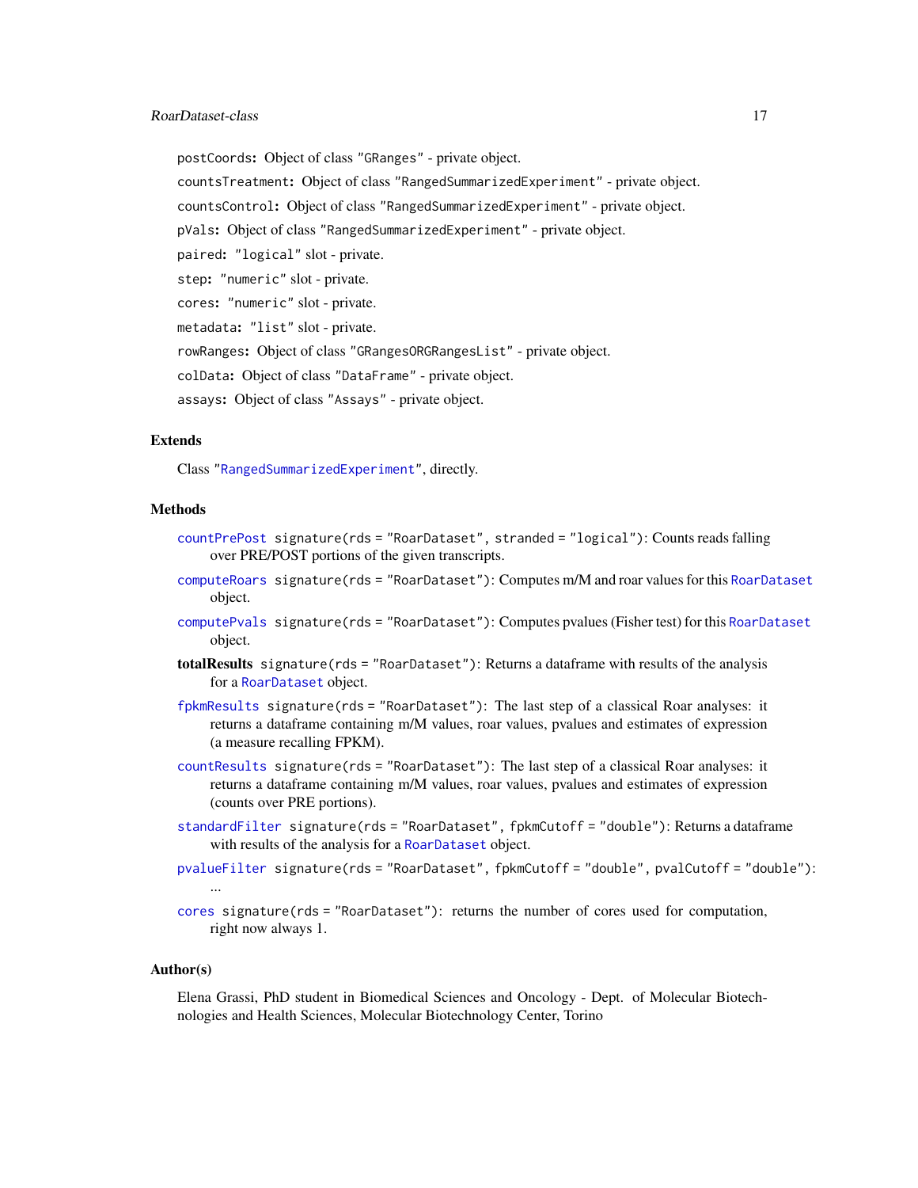`postCoords`: Object of class "GRanges" - private object.

`countsTreatment`: Object of class "RangedSummarizedExperiment" - private object.

`countsControl`: Object of class "RangedSummarizedExperiment" - private object.

`pVals`: Object of class "RangedSummarizedExperiment" - private object.

`paired`: "logical" slot - private.

`step`: "numeric" slot - private.

`cores`: "numeric" slot - private.

`metadata`: "list" slot - private.

`rowRanges`: Object of class "GRangesORGRangesList" - private object.

`colData`: Object of class "DataFrame" - private object.

`assays`: Object of class "Assays" - private object.

## Extends

Class "RangedSummarizedExperiment", directly.

## Methods

`countPrePost` signature(rds = "RoarDataset", stranded = "logical"): Counts reads falling over PRE/POST portions of the given transcripts.

`computeRoars` signature(rds = "RoarDataset"): Computes m/M and roar values for this `RoarDataset` object.

`computePvals` signature(rds = "RoarDataset"): Computes pvalues (Fisher test) for this `RoarDataset` object.

**totalResults** signature(rds = "RoarDataset"): Returns a dataframe with results of the analysis for a `RoarDataset` object.

`fpkmResults` signature(rds = "RoarDataset"): The last step of a classical Roar analyses: it returns a dataframe containing m/M values, roar values, pvalues and estimates of expression (a measure recalling FPKM).

`countResults` signature(rds = "RoarDataset"): The last step of a classical Roar analyses: it returns a dataframe containing m/M values, roar values, pvalues and estimates of expression (counts over PRE portions).

`standardFilter` signature(rds = "RoarDataset", fpkmCutoff = "double"): Returns a dataframe with results of the analysis for a `RoarDataset` object.

`pvalueFilter` signature(rds = "RoarDataset", fpkmCutoff = "double", pvalCutoff = "double"): ...

`cores` signature(rds = "RoarDataset"): returns the number of cores used for computation, right now always 1.

## Author(s)

Elena Grassi, PhD student in Biomedical Sciences and Oncology - Dept. of Molecular Biotechnologies and Health Sciences, Molecular Biotechnology Center, Torino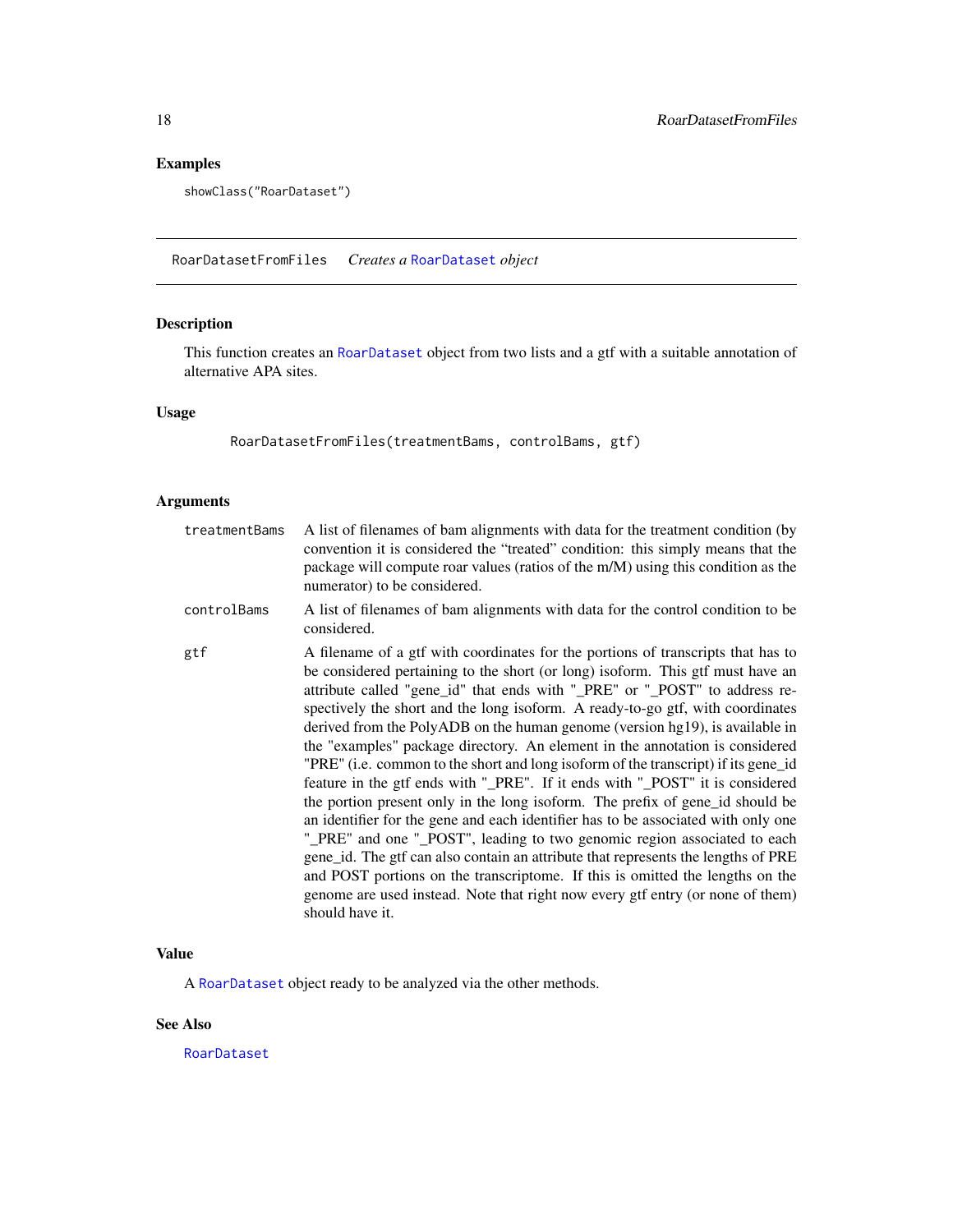## Examples

```
showClass("RoarDataset")
```

---

# RoarDatasetFromFiles — *Creates a RoarDataset object*

## Description

This function creates an RoarDataset object from two lists and a gtf with a suitable annotation of alternative APA sites.

## Usage

```
RoarDatasetFromFiles(treatmentBams, controlBams, gtf)
```

## Arguments

| | |
|---|---|
| `treatmentBams` | A list of filenames of bam alignments with data for the treatment condition (by convention it is considered the "treated" condition: this simply means that the package will compute roar values (ratios of the m/M) using this condition as the numerator) to be considered. |
| `controlBams` | A list of filenames of bam alignments with data for the control condition to be considered. |
| `gtf` | A filename of a gtf with coordinates for the portions of transcripts that has to be considered pertaining to the short (or long) isoform. This gtf must have an attribute called "gene_id" that ends with "_PRE" or "_POST" to address respectively the short and the long isoform. A ready-to-go gtf, with coordinates derived from the PolyADB on the human genome (version hg19), is available in the "examples" package directory. An element in the annotation is considered "PRE" (i.e. common to the short and long isoform of the transcript) if its gene_id feature in the gtf ends with "_PRE". If it ends with "_POST" it is considered the portion present only in the long isoform. The prefix of gene_id should be an identifier for the gene and each identifier has to be associated with only one "_PRE" and one "_POST", leading to two genomic region associated to each gene_id. The gtf can also contain an attribute that represents the lengths of PRE and POST portions on the transcriptome. If this is omitted the lengths on the genome are used instead. Note that right now every gtf entry (or none of them) should have it. |

## Value

A RoarDataset object ready to be analyzed via the other methods.

## See Also

RoarDataset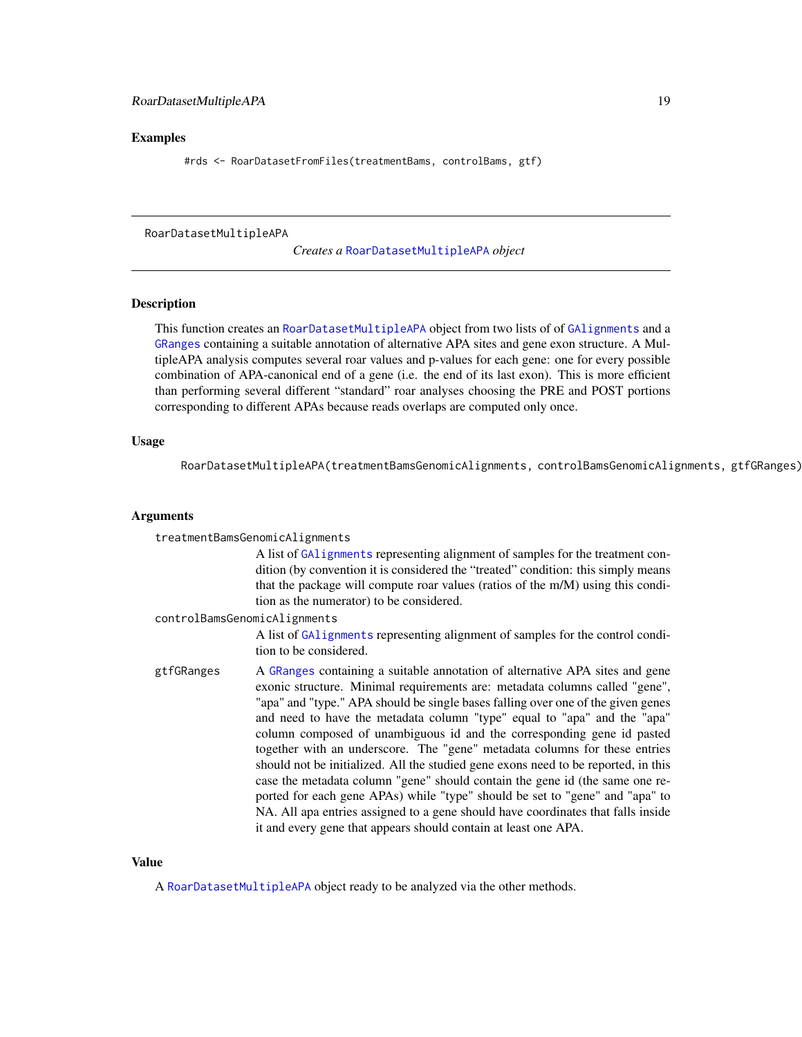## Examples

```
#rds <- RoarDatasetFromFiles(treatmentBams, controlBams, gtf)
```

---

# RoarDatasetMultipleAPA

*Creates a RoarDatasetMultipleAPA object*

---

## Description

This function creates an RoarDatasetMultipleAPA object from two lists of of GAlignments and a GRanges containing a suitable annotation of alternative APA sites and gene exon structure. A MultipleAPA analysis computes several roar values and p-values for each gene: one for every possible combination of APA-canonical end of a gene (i.e. the end of its last exon). This is more efficient than performing several different "standard" roar analyses choosing the PRE and POST portions corresponding to different APAs because reads overlaps are computed only once.

## Usage

```
RoarDatasetMultipleAPA(treatmentBamsGenomicAlignments, controlBamsGenomicAlignments, gtfGRanges)
```

## Arguments

**treatmentBamsGenomicAlignments**
A list of GAlignments representing alignment of samples for the treatment condition (by convention it is considered the "treated" condition: this simply means that the package will compute roar values (ratios of the m/M) using this condition as the numerator) to be considered.

**controlBamsGenomicAlignments**
A list of GAlignments representing alignment of samples for the control condition to be considered.

**gtfGRanges**
A GRanges containing a suitable annotation of alternative APA sites and gene exonic structure. Minimal requirements are: metadata columns called "gene", "apa" and "type." APA should be single bases falling over one of the given genes and need to have the metadata column "type" equal to "apa" and the "apa" column composed of unambiguous id and the corresponding gene id pasted together with an underscore. The "gene" metadata columns for these entries should not be initialized. All the studied gene exons need to be reported, in this case the metadata column "gene" should contain the gene id (the same one reported for each gene APAs) while "type" should be set to "gene" and "apa" to NA. All apa entries assigned to a gene should have coordinates that falls inside it and every gene that appears should contain at least one APA.

## Value

A RoarDatasetMultipleAPA object ready to be analyzed via the other methods.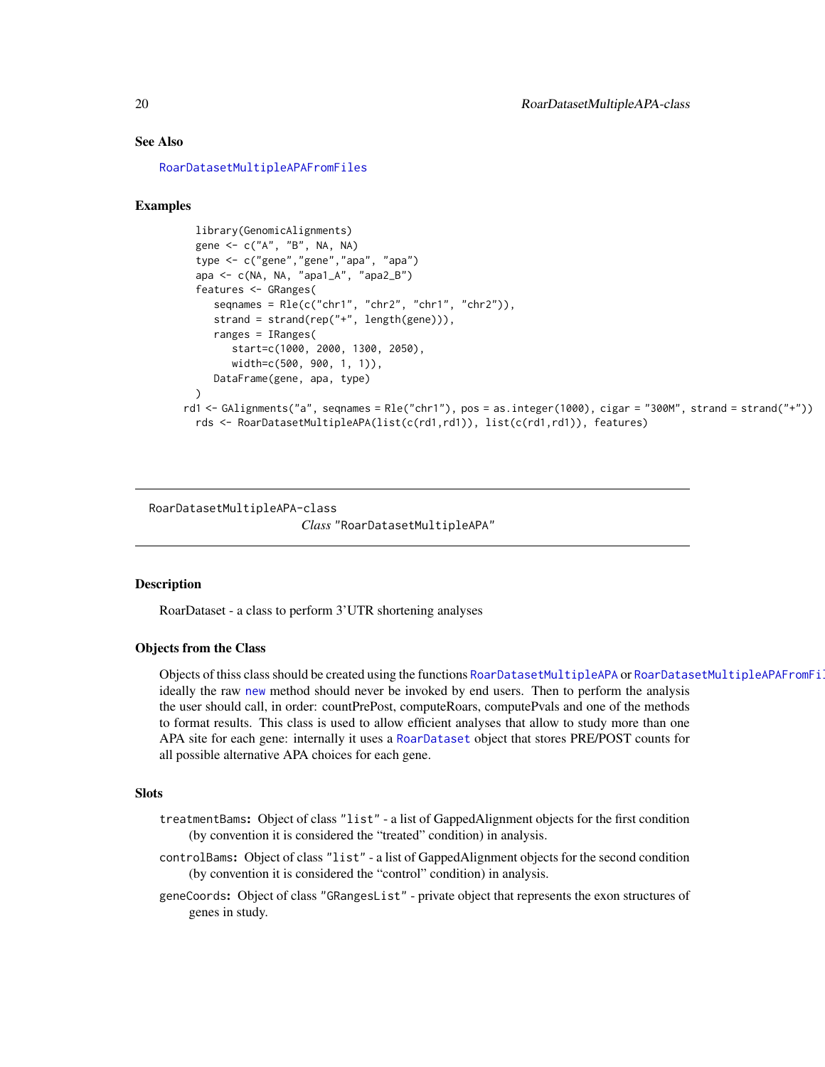## See Also

RoarDatasetMultipleAPAFromFiles

## Examples

```
library(GenomicAlignments)
gene <- c("A", "B", NA, NA)
type <- c("gene","gene","apa", "apa")
apa <- c(NA, NA, "apa1_A", "apa2_B")
features <- GRanges(
   seqnames = Rle(c("chr1", "chr2", "chr1", "chr2")),
   strand = strand(rep("+", length(gene))),
   ranges = IRanges(
      start=c(1000, 2000, 1300, 2050),
      width=c(500, 900, 1, 1)),
   DataFrame(gene, apa, type)
)
rd1 <- GAlignments("a", seqnames = Rle("chr1"), pos = as.integer(1000), cigar = "300M", strand = strand("+"))
rds <- RoarDatasetMultipleAPA(list(c(rd1,rd1)), list(c(rd1,rd1)), features)
```

---

RoarDatasetMultipleAPA-class

*Class* "RoarDatasetMultipleAPA"

---

## Description

RoarDataset - a class to perform 3'UTR shortening analyses

## Objects from the Class

Objects of thiss class should be created using the functions RoarDatasetMultipleAPA or RoarDatasetMultipleAPAFromFiles, ideally the raw new method should never be invoked by end users. Then to perform the analysis the user should call, in order: countPrePost, computeRoars, computePvals and one of the methods to format results. This class is used to allow efficient analyses that allow to study more than one APA site for each gene: internally it uses a RoarDataset object that stores PRE/POST counts for all possible alternative APA choices for each gene.

## Slots

`treatmentBams`: Object of class "list" - a list of GappedAlignment objects for the first condition (by convention it is considered the "treated" condition) in analysis.

`controlBams`: Object of class "list" - a list of GappedAlignment objects for the second condition (by convention it is considered the "control" condition) in analysis.

`geneCoords`: Object of class "GRangesList" - private object that represents the exon structures of genes in study.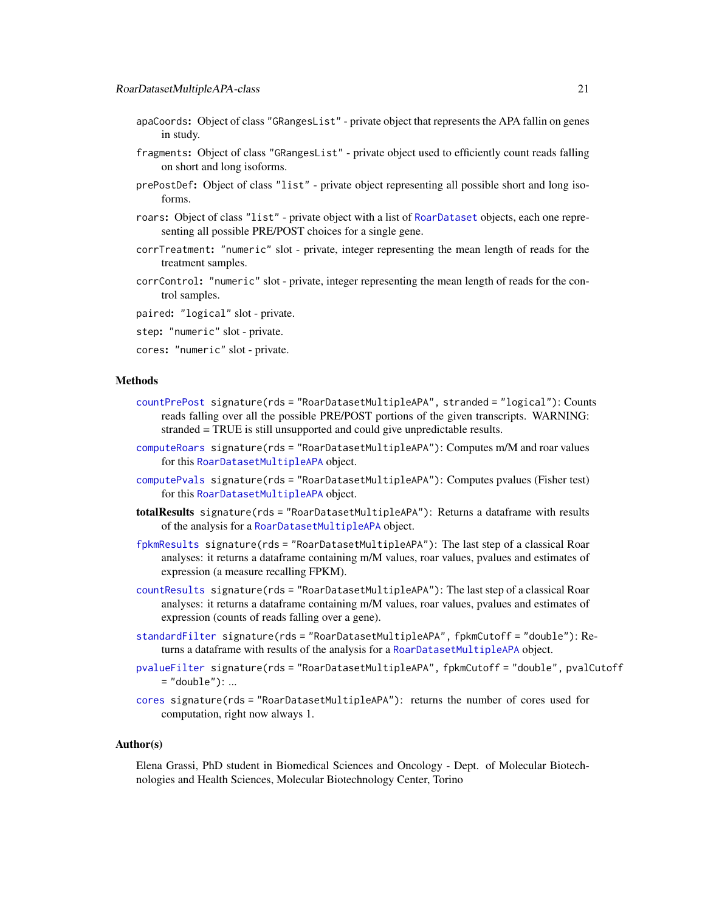`apaCoords`: Object of class "GRangesList" - private object that represents the APA fallin on genes in study.

`fragments`: Object of class "GRangesList" - private object used to efficiently count reads falling on short and long isoforms.

`prePostDef`: Object of class "list" - private object representing all possible short and long isoforms.

`roars`: Object of class "list" - private object with a list of RoarDataset objects, each one representing all possible PRE/POST choices for a single gene.

`corrTreatment`: "numeric" slot - private, integer representing the mean length of reads for the treatment samples.

`corrControl`: "numeric" slot - private, integer representing the mean length of reads for the control samples.

`paired`: "logical" slot - private.

`step`: "numeric" slot - private.

`cores`: "numeric" slot - private.

## Methods

countPrePost `signature(rds = "RoarDatasetMultipleAPA", stranded = "logical")`: Counts reads falling over all the possible PRE/POST portions of the given transcripts. WARNING: stranded = TRUE is still unsupported and could give unpredictable results.

computeRoars `signature(rds = "RoarDatasetMultipleAPA")`: Computes m/M and roar values for this RoarDatasetMultipleAPA object.

computePvals `signature(rds = "RoarDatasetMultipleAPA")`: Computes pvalues (Fisher test) for this RoarDatasetMultipleAPA object.

**totalResults** `signature(rds = "RoarDatasetMultipleAPA")`: Returns a dataframe with results of the analysis for a RoarDatasetMultipleAPA object.

fpkmResults `signature(rds = "RoarDatasetMultipleAPA")`: The last step of a classical Roar analyses: it returns a dataframe containing m/M values, roar values, pvalues and estimates of expression (a measure recalling FPKM).

countResults `signature(rds = "RoarDatasetMultipleAPA")`: The last step of a classical Roar analyses: it returns a dataframe containing m/M values, roar values, pvalues and estimates of expression (counts of reads falling over a gene).

standardFilter `signature(rds = "RoarDatasetMultipleAPA", fpkmCutoff = "double")`: Returns a dataframe with results of the analysis for a RoarDatasetMultipleAPA object.

pvalueFilter `signature(rds = "RoarDatasetMultipleAPA", fpkmCutoff = "double", pvalCutoff = "double")`: ...

cores `signature(rds = "RoarDatasetMultipleAPA")`: returns the number of cores used for computation, right now always 1.

## Author(s)

Elena Grassi, PhD student in Biomedical Sciences and Oncology - Dept. of Molecular Biotechnologies and Health Sciences, Molecular Biotechnology Center, Torino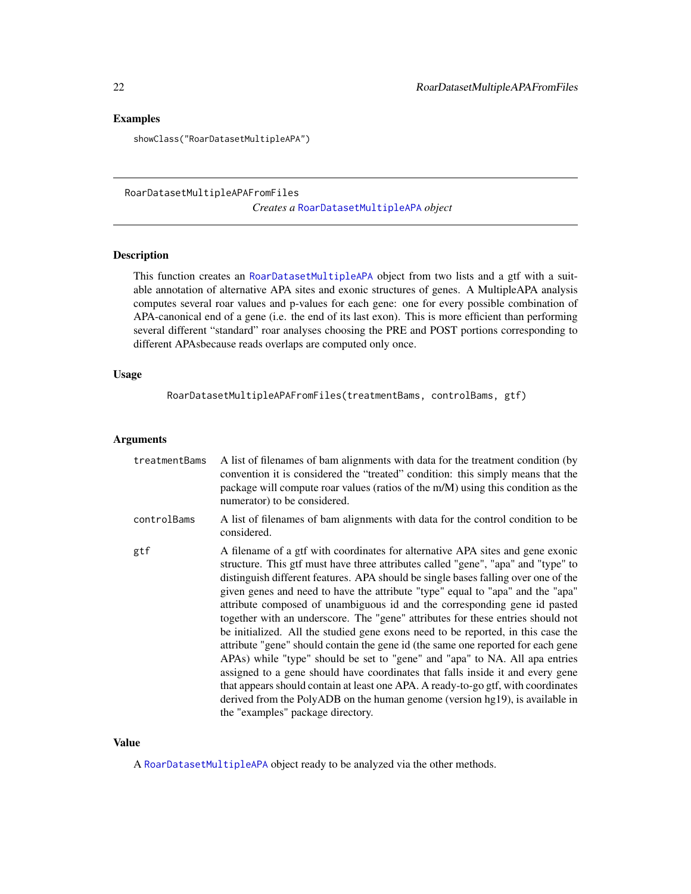## Examples

```
showClass("RoarDatasetMultipleAPA")
```

---

# RoarDatasetMultipleAPAFromFiles

*Creates a RoarDatasetMultipleAPA object*

---

## Description

This function creates an RoarDatasetMultipleAPA object from two lists and a gtf with a suitable annotation of alternative APA sites and exonic structures of genes. A MultipleAPA analysis computes several roar values and p-values for each gene: one for every possible combination of APA-canonical end of a gene (i.e. the end of its last exon). This is more efficient than performing several different "standard" roar analyses choosing the PRE and POST portions corresponding to different APAsbecause reads overlaps are computed only once.

## Usage

```
RoarDatasetMultipleAPAFromFiles(treatmentBams, controlBams, gtf)
```

## Arguments

| | |
|---|---|
| `treatmentBams` | A list of filenames of bam alignments with data for the treatment condition (by convention it is considered the "treated" condition: this simply means that the package will compute roar values (ratios of the m/M) using this condition as the numerator) to be considered. |
| `controlBams` | A list of filenames of bam alignments with data for the control condition to be considered. |
| `gtf` | A filename of a gtf with coordinates for alternative APA sites and gene exonic structure. This gtf must have three attributes called "gene", "apa" and "type" to distinguish different features. APA should be single bases falling over one of the given genes and need to have the attribute "type" equal to "apa" and the "apa" attribute composed of unambiguous id and the corresponding gene id pasted together with an underscore. The "gene" attributes for these entries should not be initialized. All the studied gene exons need to be reported, in this case the attribute "gene" should contain the gene id (the same one reported for each gene APAs) while "type" should be set to "gene" and "apa" to NA. All apa entries assigned to a gene should have coordinates that falls inside it and every gene that appears should contain at least one APA. A ready-to-go gtf, with coordinates derived from the PolyADB on the human genome (version hg19), is available in the "examples" package directory. |

## Value

A RoarDatasetMultipleAPA object ready to be analyzed via the other methods.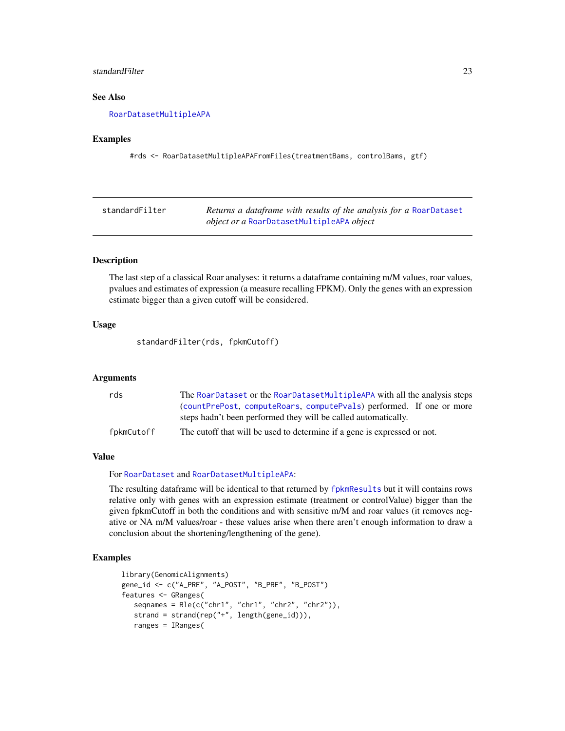## See Also

RoarDatasetMultipleAPA

## Examples

```
#rds <- RoarDatasetMultipleAPAFromFiles(treatmentBams, controlBams, gtf)
```

---

# standardFilter — *Returns a dataframe with results of the analysis for a* RoarDataset *object or a* RoarDatasetMultipleAPA *object*

## Description

The last step of a classical Roar analyses: it returns a dataframe containing m/M values, roar values, pvalues and estimates of expression (a measure recalling FPKM). Only the genes with an expression estimate bigger than a given cutoff will be considered.

## Usage

```
standardFilter(rds, fpkmCutoff)
```

## Arguments

| | |
|---|---|
| rds | The RoarDataset or the RoarDatasetMultipleAPA with all the analysis steps (countPrePost, computeRoars, computePvals) performed. If one or more steps hadn't been performed they will be called automatically. |
| fpkmCutoff | The cutoff that will be used to determine if a gene is expressed or not. |

## Value

For RoarDataset and RoarDatasetMultipleAPA:

The resulting dataframe will be identical to that returned by fpkmResults but it will contains rows relative only with genes with an expression estimate (treatment or controlValue) bigger than the given fpkmCutoff in both the conditions and with sensitive m/M and roar values (it removes negative or NA m/M values/roar - these values arise when there aren't enough information to draw a conclusion about the shortening/lengthening of the gene).

## Examples

```
library(GenomicAlignments)
gene_id <- c("A_PRE", "A_POST", "B_PRE", "B_POST")
features <- GRanges(
   seqnames = Rle(c("chr1", "chr1", "chr2", "chr2")),
   strand = strand(rep("+", length(gene_id))),
   ranges = IRanges(
```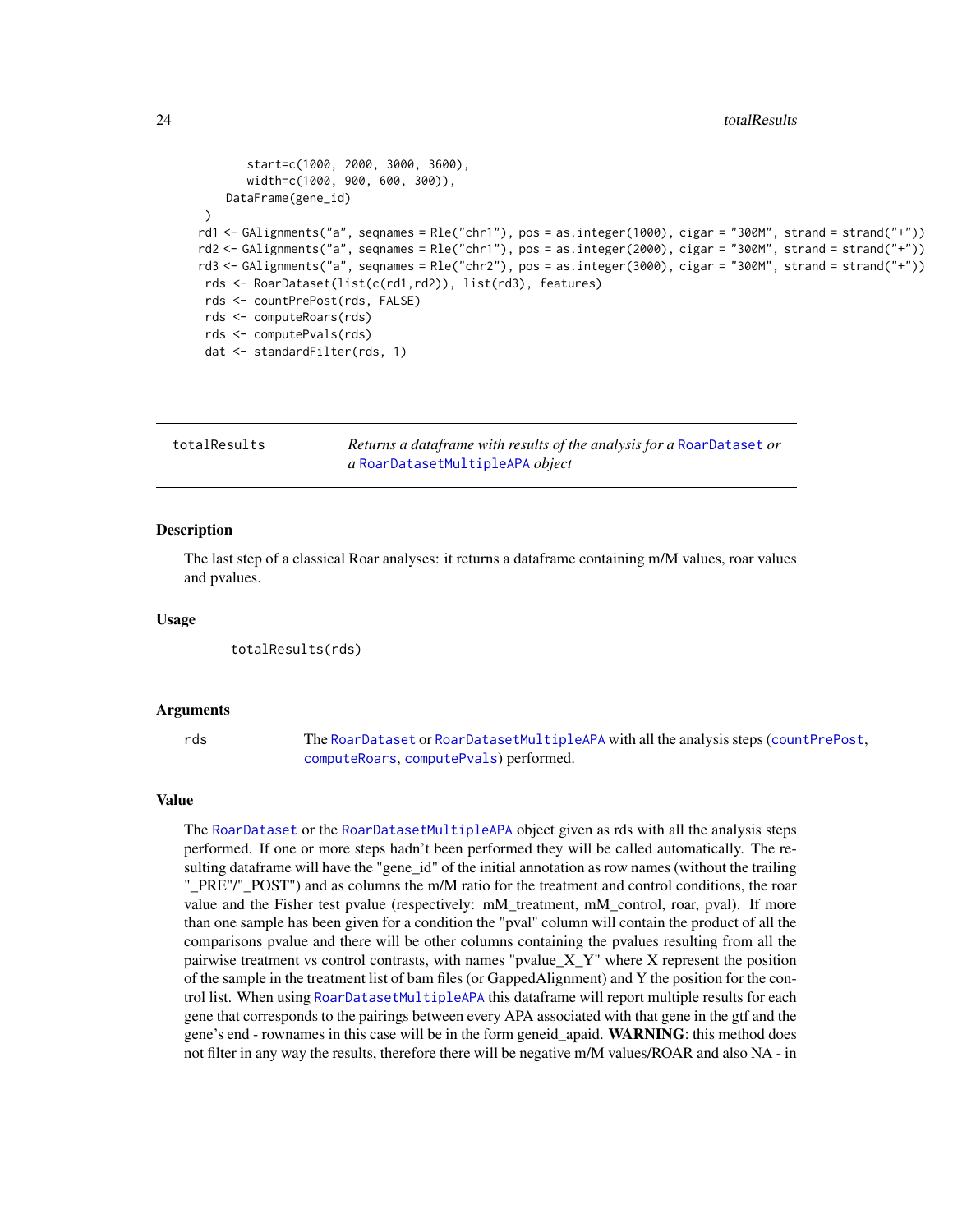```
        start=c(1000, 2000, 3000, 3600),
        width=c(1000, 900, 600, 300)),
      DataFrame(gene_id)
  )
rd1 <- GAlignments("a", seqnames = Rle("chr1"), pos = as.integer(1000), cigar = "300M", strand = strand("+"))
rd2 <- GAlignments("a", seqnames = Rle("chr1"), pos = as.integer(2000), cigar = "300M", strand = strand("+"))
rd3 <- GAlignments("a", seqnames = Rle("chr2"), pos = as.integer(3000), cigar = "300M", strand = strand("+"))
rds <- RoarDataset(list(c(rd1,rd2)), list(rd3), features)
rds <- countPrePost(rds, FALSE)
rds <- computeRoars(rds)
rds <- computePvals(rds)
dat <- standardFilter(rds, 1)
```

---

## totalResults

*Returns a dataframe with results of the analysis for a RoarDataset or a RoarDatasetMultipleAPA object*

### Description

The last step of a classical Roar analyses: it returns a dataframe containing m/M values, roar values and pvalues.

### Usage

```
totalResults(rds)
```

### Arguments

| | |
|---|---|
| rds | The RoarDataset or RoarDatasetMultipleAPA with all the analysis steps (countPrePost, computeRoars, computePvals) performed. |

### Value

The RoarDataset or the RoarDatasetMultipleAPA object given as rds with all the analysis steps performed. If one or more steps hadn't been performed they will be called automatically. The resulting dataframe will have the "gene_id" of the initial annotation as row names (without the trailing "_PRE"/"_POST") and as columns the m/M ratio for the treatment and control conditions, the roar value and the Fisher test pvalue (respectively: mM_treatment, mM_control, roar, pval). If more than one sample has been given for a condition the "pval" column will contain the product of all the comparisons pvalue and there will be other columns containing the pvalues resulting from all the pairwise treatment vs control contrasts, with names "pvalue_X_Y" where X represent the position of the sample in the treatment list of bam files (or GappedAlignment) and Y the position for the control list. When using RoarDatasetMultipleAPA this dataframe will report multiple results for each gene that corresponds to the pairings between every APA associated with that gene in the gtf and the gene's end - rownames in this case will be in the form geneid_apaid. **WARNING**: this method does not filter in any way the results, therefore there will be negative m/M values/ROAR and also NA - in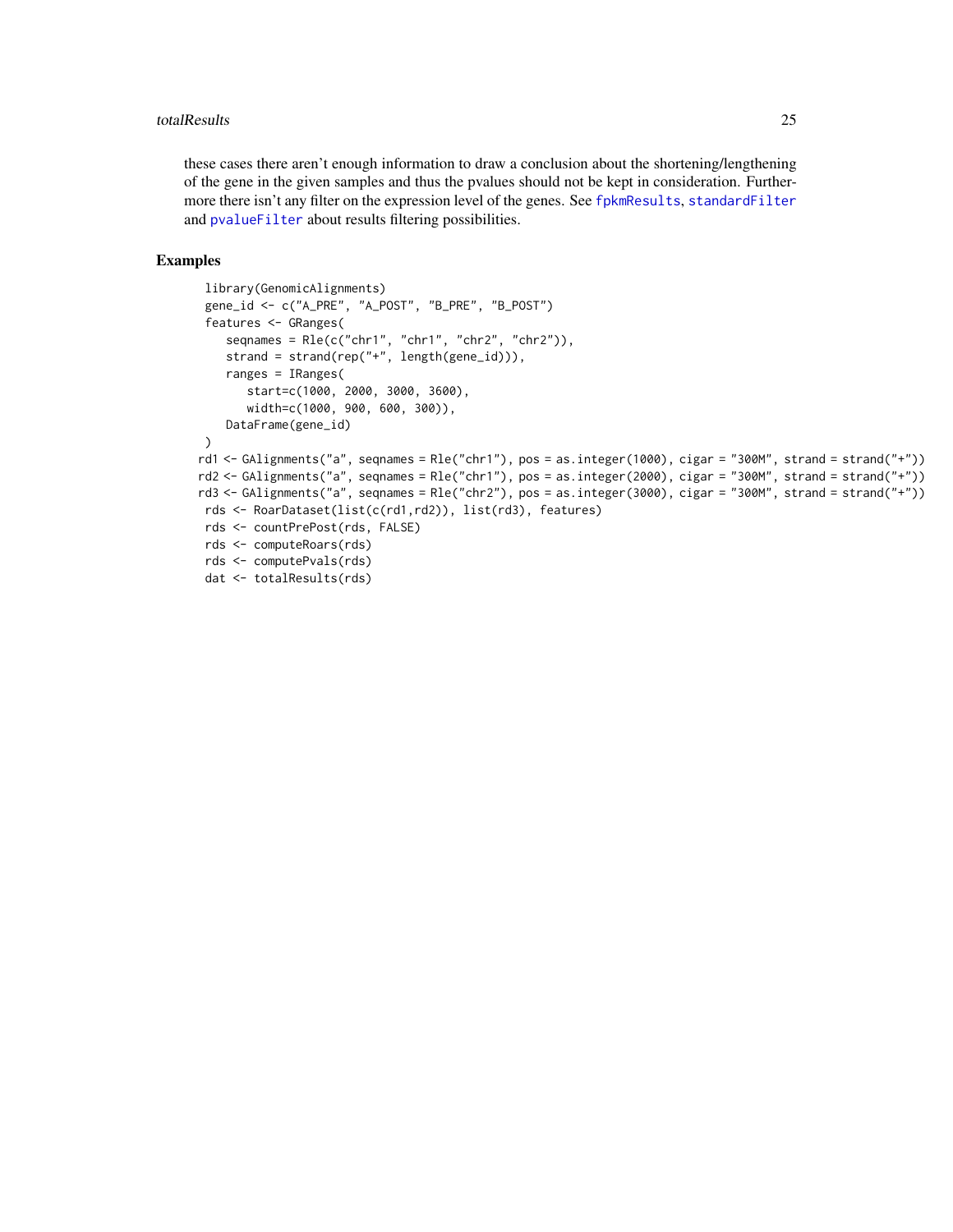these cases there aren't enough information to draw a conclusion about the shortening/lengthening of the gene in the given samples and thus the pvalues should not be kept in consideration. Furthermore there isn't any filter on the expression level of the genes. See fpkmResults, standardFilter and pvalueFilter about results filtering possibilities.

## Examples

```
library(GenomicAlignments)
gene_id <- c("A_PRE", "A_POST", "B_PRE", "B_POST")
features <- GRanges(
   seqnames = Rle(c("chr1", "chr1", "chr2", "chr2")),
   strand = strand(rep("+", length(gene_id))),
   ranges = IRanges(
      start=c(1000, 2000, 3000, 3600),
      width=c(1000, 900, 600, 300)),
   DataFrame(gene_id)
)
rd1 <- GAlignments("a", seqnames = Rle("chr1"), pos = as.integer(1000), cigar = "300M", strand = strand("+"))
rd2 <- GAlignments("a", seqnames = Rle("chr1"), pos = as.integer(2000), cigar = "300M", strand = strand("+"))
rd3 <- GAlignments("a", seqnames = Rle("chr2"), pos = as.integer(3000), cigar = "300M", strand = strand("+"))
rds <- RoarDataset(list(c(rd1,rd2)), list(rd3), features)
rds <- countPrePost(rds, FALSE)
rds <- computeRoars(rds)
rds <- computePvals(rds)
dat <- totalResults(rds)
```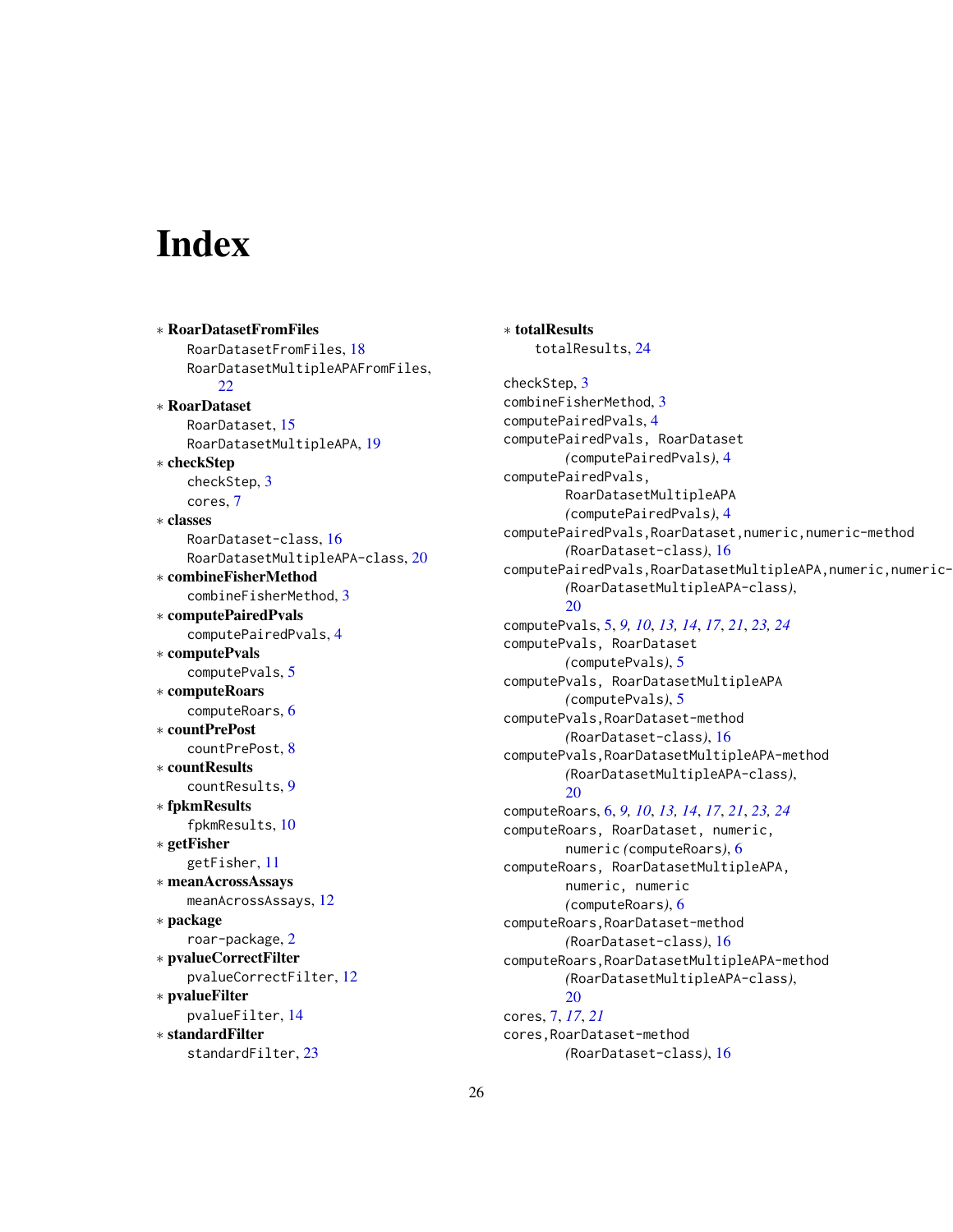# Index

∗ **RoarDatasetFromFiles**
    RoarDatasetFromFiles, 18
    RoarDatasetMultipleAPAFromFiles, 22

∗ **RoarDataset**
    RoarDataset, 15
    RoarDatasetMultipleAPA, 19

∗ **checkStep**
    checkStep, 3
    cores, 7

∗ **classes**
    RoarDataset-class, 16
    RoarDatasetMultipleAPA-class, 20

∗ **combineFisherMethod**
    combineFisherMethod, 3

∗ **computePairedPvals**
    computePairedPvals, 4

∗ **computePvals**
    computePvals, 5

∗ **computeRoars**
    computeRoars, 6

∗ **countPrePost**
    countPrePost, 8

∗ **countResults**
    countResults, 9

∗ **fpkmResults**
    fpkmResults, 10

∗ **getFisher**
    getFisher, 11

∗ **meanAcrossAssays**
    meanAcrossAssays, 12

∗ **package**
    roar-package, 2

∗ **pvalueCorrectFilter**
    pvalueCorrectFilter, 12

∗ **pvalueFilter**
    pvalueFilter, 14

∗ **standardFilter**
    standardFilter, 23

∗ **totalResults**
    totalResults, 24

checkStep, 3
combineFisherMethod, 3
computePairedPvals, 4
computePairedPvals, RoarDataset *(computePairedPvals)*, 4
computePairedPvals, RoarDatasetMultipleAPA *(computePairedPvals)*, 4
computePairedPvals,RoarDataset,numeric,numeric-method *(RoarDataset-class)*, 16
computePairedPvals,RoarDatasetMultipleAPA,numeric,numeric- *(RoarDatasetMultipleAPA-class)*, 20
computePvals, 5, *9, 10*, *13, 14*, *17*, *21*, *23, 24*
computePvals, RoarDataset *(computePvals)*, 5
computePvals, RoarDatasetMultipleAPA *(computePvals)*, 5
computePvals,RoarDataset-method *(RoarDataset-class)*, 16
computePvals,RoarDatasetMultipleAPA-method *(RoarDatasetMultipleAPA-class)*, 20
computeRoars, 6, *9, 10*, *13, 14*, *17*, *21*, *23, 24*
computeRoars, RoarDataset, numeric, numeric *(computeRoars)*, 6
computeRoars, RoarDatasetMultipleAPA, numeric, numeric *(computeRoars)*, 6
computeRoars,RoarDataset-method *(RoarDataset-class)*, 16
computeRoars,RoarDatasetMultipleAPA-method *(RoarDatasetMultipleAPA-class)*, 20
cores, 7, *17*, *21*
cores,RoarDataset-method *(RoarDataset-class)*, 16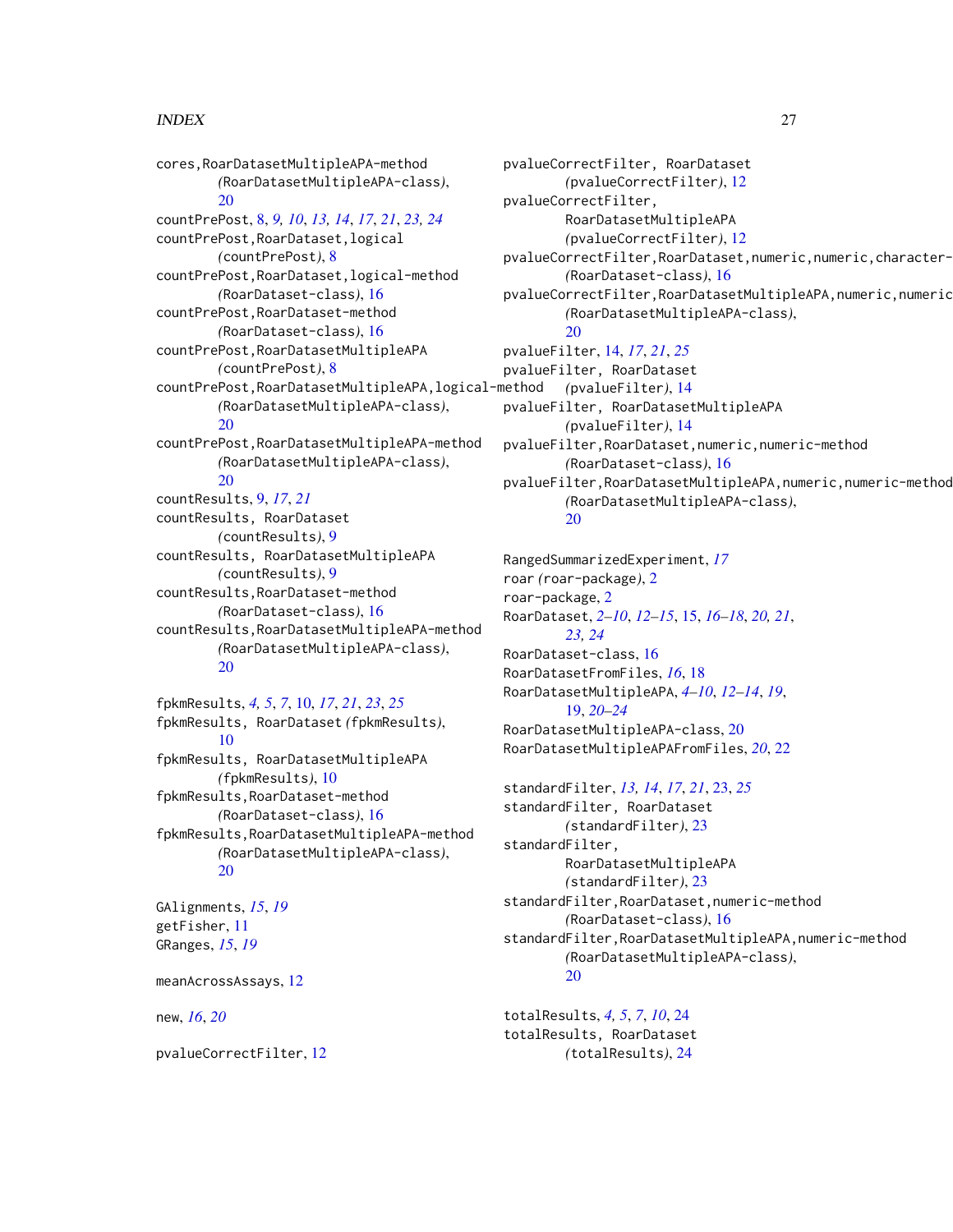cores,RoarDatasetMultipleAPA-method
(RoarDatasetMultipleAPA-class), 20
countPrePost, 8, *9, 10*, *13, 14*, *17*, *21*, *23, 24*
countPrePost,RoarDataset,logical
(countPrePost), 8
countPrePost,RoarDataset,logical-method
(RoarDataset-class), 16
countPrePost,RoarDataset-method
(RoarDataset-class), 16
countPrePost,RoarDatasetMultipleAPA
(countPrePost), 8
countPrePost,RoarDatasetMultipleAPA,logical-method
(RoarDatasetMultipleAPA-class), 20
countPrePost,RoarDatasetMultipleAPA-method
(RoarDatasetMultipleAPA-class), 20
countResults, 9, *17*, *21*
countResults, RoarDataset
(countResults), 9
countResults, RoarDatasetMultipleAPA
(countResults), 9
countResults,RoarDataset-method
(RoarDataset-class), 16
countResults,RoarDatasetMultipleAPA-method
(RoarDatasetMultipleAPA-class), 20

fpkmResults, *4, 5*, *7*, 10, *17*, *21*, *23*, *25*
fpkmResults, RoarDataset (fpkmResults), 10
fpkmResults, RoarDatasetMultipleAPA
(fpkmResults), 10
fpkmResults,RoarDataset-method
(RoarDataset-class), 16
fpkmResults,RoarDatasetMultipleAPA-method
(RoarDatasetMultipleAPA-class), 20

GAlignments, *15*, *19*
getFisher, 11
GRanges, *15*, *19*

meanAcrossAssays, 12

new, *16*, *20*

pvalueCorrectFilter, 12
pvalueCorrectFilter, RoarDataset
(pvalueCorrectFilter), 12
pvalueCorrectFilter,
RoarDatasetMultipleAPA
(pvalueCorrectFilter), 12
pvalueCorrectFilter,RoarDataset,numeric,numeric,character-
(RoarDataset-class), 16
pvalueCorrectFilter,RoarDatasetMultipleAPA,numeric,numeric
(RoarDatasetMultipleAPA-class), 20
pvalueFilter, 14, *17*, *21*, *25*
pvalueFilter, RoarDataset
(pvalueFilter), 14
pvalueFilter, RoarDatasetMultipleAPA
(pvalueFilter), 14
pvalueFilter,RoarDataset,numeric,numeric-method
(RoarDataset-class), 16
pvalueFilter,RoarDatasetMultipleAPA,numeric,numeric-method
(RoarDatasetMultipleAPA-class), 20

RangedSummarizedExperiment, *17*
roar (roar-package), 2
roar-package, 2
RoarDataset, *2–10*, *12–15*, 15, *16–18*, *20, 21*, *23, 24*
RoarDataset-class, 16
RoarDatasetFromFiles, *16*, 18
RoarDatasetMultipleAPA, *4–10*, *12–14*, *19*, 19, *20–24*
RoarDatasetMultipleAPA-class, 20
RoarDatasetMultipleAPAFromFiles, *20*, 22

standardFilter, *13, 14*, *17*, *21*, 23, *25*
standardFilter, RoarDataset
(standardFilter), 23
standardFilter,
RoarDatasetMultipleAPA
(standardFilter), 23
standardFilter,RoarDataset,numeric-method
(RoarDataset-class), 16
standardFilter,RoarDatasetMultipleAPA,numeric-method
(RoarDatasetMultipleAPA-class), 20

totalResults, *4, 5*, *7*, *10*, 24
totalResults, RoarDataset
(totalResults), 24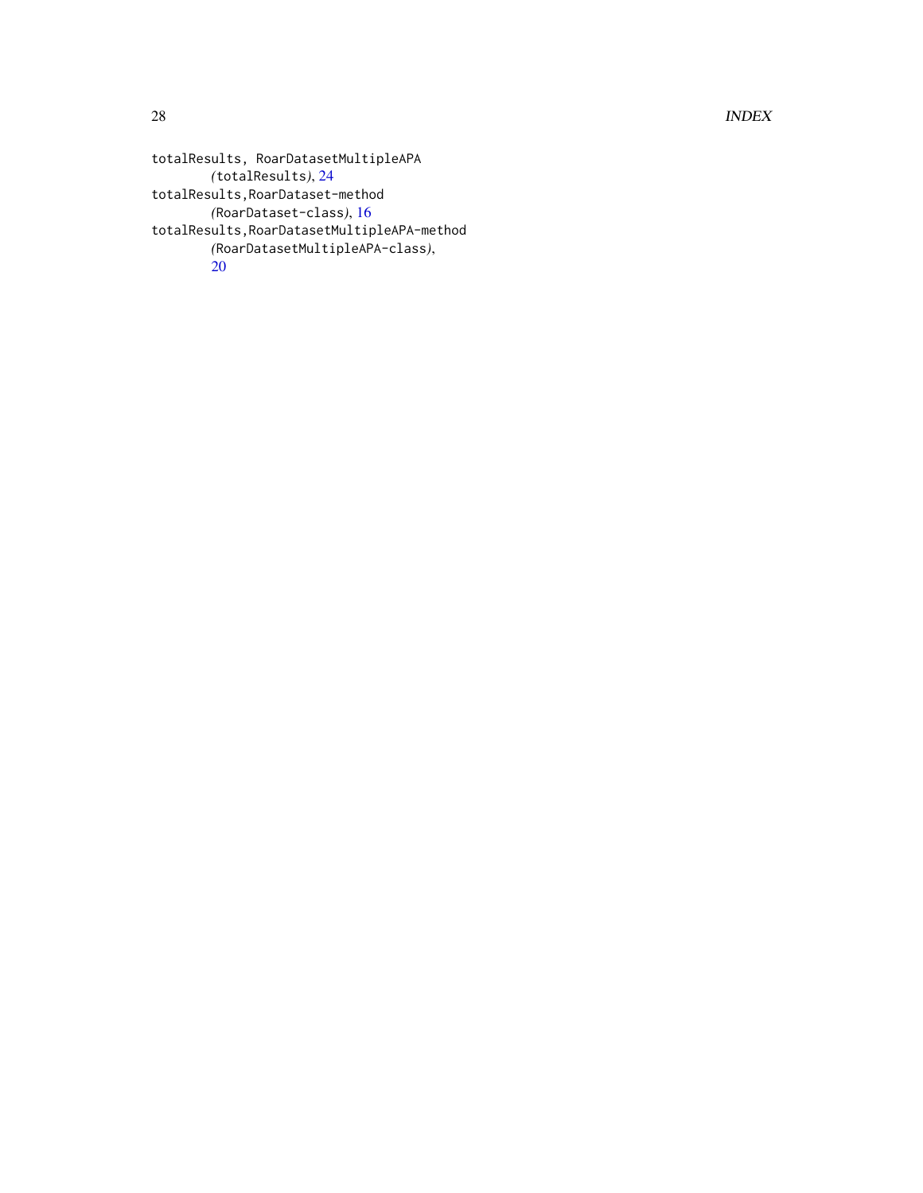totalResults, RoarDatasetMultipleAPA
 *(*totalResults*)*, 24
totalResults,RoarDataset-method
 *(*RoarDataset-class*)*, 16
totalResults,RoarDatasetMultipleAPA-method
 *(*RoarDatasetMultipleAPA-class*)*,
 20